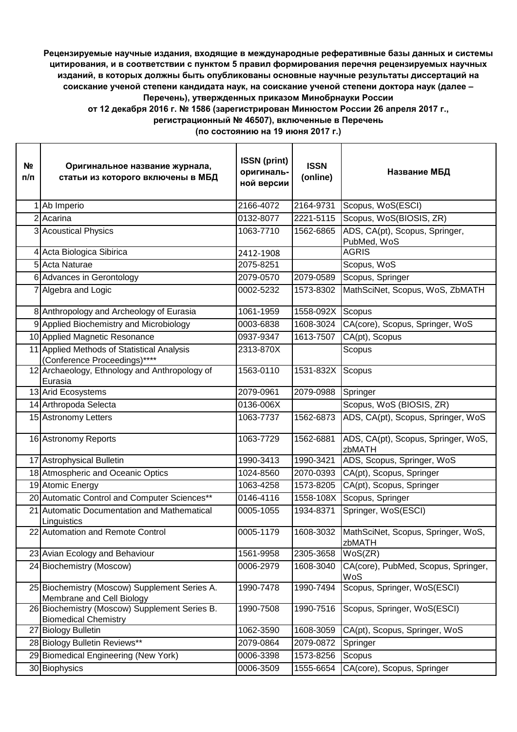**Рецензируемые научные издания, входящие в международные реферативные базы данных и системы цитирования, и в соответствии с пунктом 5 правил формирования перечня рецензируемых научных изданий, в которых должны быть опубликованы основные научные результаты диссертаций на соискание ученой степени кандидата наук, на соискание ученой степени доктора наук (далее – Перечень), утвержденных приказом Минобрнауки России от 12 декабря 2016 г. № 1586 (зарегистрирован Минюстом России 26 апреля 2017 г., регистрационный № 46507), включенные в Перечень (по состоянию на 19 июня 2017 г.)**

| № п/п | Оригинальное название журнала, статьи из которого включены в МБД | ISSN (print) оригиналь-ной версии | ISSN (online) | Название МБД |
|---|---|---|---|---|
| 1 | Ab Imperio | 2166-4072 | 2164-9731 | Scopus, WoS(ESCI) |
| 2 | Acarina | 0132-8077 | 2221-5115 | Scopus, WoS(BIOSIS, ZR) |
| 3 | Acoustical Physics | 1063-7710 | 1562-6865 | ADS, CA(pt), Scopus, Springer, PubMed, WoS |
| 4 | Acta Biologica Sibirica | 2412-1908 | | AGRIS |
| 5 | Acta Naturae | 2075-8251 | | Scopus, WoS |
| 6 | Advances in Gerontology | 2079-0570 | 2079-0589 | Scopus, Springer |
| 7 | Algebra and Logic | 0002-5232 | 1573-8302 | MathSciNet, Scopus, WoS, ZbMATH |
| 8 | Anthropology and Archeology of Eurasia | 1061-1959 | 1558-092X | Scopus |
| 9 | Applied Biochemistry and Microbiology | 0003-6838 | 1608-3024 | CA(core), Scopus, Springer, WoS |
| 10 | Applied Magnetic Resonance | 0937-9347 | 1613-7507 | CA(pt), Scopus |
| 11 | Applied Methods of Statistical Analysis (Conference Proceedings)**** | 2313-870X | | Scopus |
| 12 | Archaeology, Ethnology and Anthropology of Eurasia | 1563-0110 | 1531-832X | Scopus |
| 13 | Arid Ecosystems | 2079-0961 | 2079-0988 | Springer |
| 14 | Arthropoda Selecta | 0136-006X | | Scopus, WoS (BIOSIS, ZR) |
| 15 | Astronomy Letters | 1063-7737 | 1562-6873 | ADS, CA(pt), Scopus, Springer, WoS |
| 16 | Astronomy Reports | 1063-7729 | 1562-6881 | ADS, CA(pt), Scopus, Springer, WoS, zbMATH |
| 17 | Astrophysical Bulletin | 1990-3413 | 1990-3421 | ADS, Scopus, Springer, WoS |
| 18 | Atmospheric and Oceanic Optics | 1024-8560 | 2070-0393 | CA(pt), Scopus, Springer |
| 19 | Atomic Energy | 1063-4258 | 1573-8205 | CA(pt), Scopus, Springer |
| 20 | Automatic Control and Computer Sciences** | 0146-4116 | 1558-108X | Scopus, Springer |
| 21 | Automatic Documentation and Mathematical Linguistics | 0005-1055 | 1934-8371 | Springer, WoS(ESCI) |
| 22 | Automation and Remote Control | 0005-1179 | 1608-3032 | MathSciNet, Scopus, Springer, WoS, zbMATH |
| 23 | Avian Ecology and Behaviour | 1561-9958 | 2305-3658 | WoS(ZR) |
| 24 | Biochemistry (Moscow) | 0006-2979 | 1608-3040 | CA(core), PubMed, Scopus, Springer, WoS |
| 25 | Biochemistry (Moscow) Supplement Series A. Membrane and Cell Biology | 1990-7478 | 1990-7494 | Scopus, Springer, WoS(ESCI) |
| 26 | Biochemistry (Moscow) Supplement Series B. Biomedical Chemistry | 1990-7508 | 1990-7516 | Scopus, Springer, WoS(ESCI) |
| 27 | Biology Bulletin | 1062-3590 | 1608-3059 | CA(pt), Scopus, Springer, WoS |
| 28 | Biology Bulletin Reviews** | 2079-0864 | 2079-0872 | Springer |
| 29 | Biomedical Engineering (New York) | 0006-3398 | 1573-8256 | Scopus |
| 30 | Biophysics | 0006-3509 | 1555-6654 | CA(core), Scopus, Springer |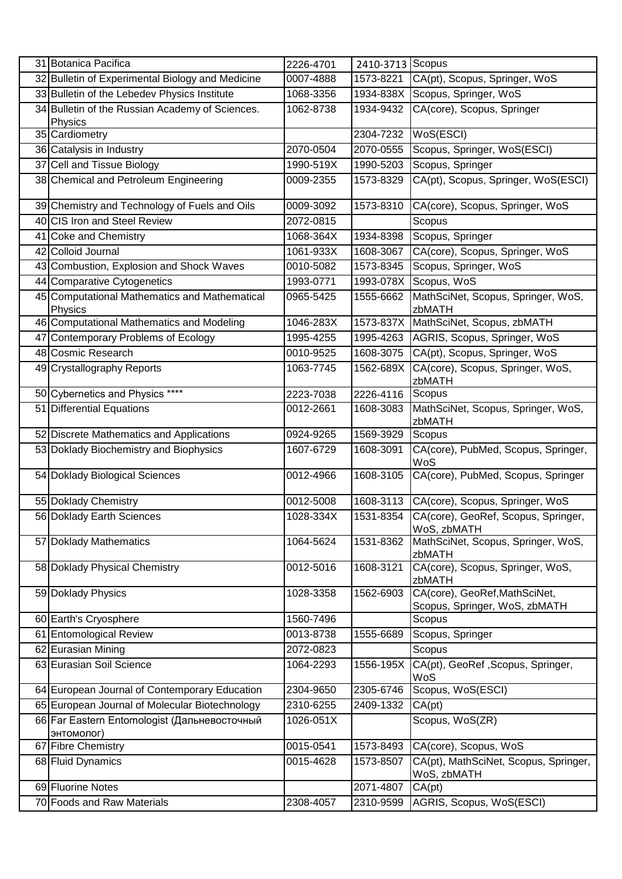| | | | | |
|---|---|---|---|---|
| 31 | Botanica Pacifica | 2226-4701 | 2410-3713 | Scopus |
| 32 | Bulletin of Experimental Biology and Medicine | 0007-4888 | 1573-8221 | CA(pt), Scopus, Springer, WoS |
| 33 | Bulletin of the Lebedev Physics Institute | 1068-3356 | 1934-838X | Scopus, Springer, WoS |
| 34 | Bulletin of the Russian Academy of Sciences. Physics | 1062-8738 | 1934-9432 | CA(core), Scopus, Springer |
| 35 | Cardiometry | | 2304-7232 | WoS(ESCI) |
| 36 | Catalysis in Industry | 2070-0504 | 2070-0555 | Scopus, Springer, WoS(ESCI) |
| 37 | Cell and Tissue Biology | 1990-519X | 1990-5203 | Scopus, Springer |
| 38 | Chemical and Petroleum Engineering | 0009-2355 | 1573-8329 | CA(pt), Scopus, Springer, WoS(ESCI) |
| 39 | Chemistry and Technology of Fuels and Oils | 0009-3092 | 1573-8310 | CA(core), Scopus, Springer, WoS |
| 40 | CIS Iron and Steel Review | 2072-0815 | | Scopus |
| 41 | Coke and Chemistry | 1068-364X | 1934-8398 | Scopus, Springer |
| 42 | Colloid Journal | 1061-933X | 1608-3067 | CA(core), Scopus, Springer, WoS |
| 43 | Combustion, Explosion and Shock Waves | 0010-5082 | 1573-8345 | Scopus, Springer, WoS |
| 44 | Comparative Cytogenetics | 1993-0771 | 1993-078X | Scopus, WoS |
| 45 | Computational Mathematics and Mathematical Physics | 0965-5425 | 1555-6662 | MathSciNet, Scopus, Springer, WoS, zbMATH |
| 46 | Computational Mathematics and Modeling | 1046-283X | 1573-837X | MathSciNet, Scopus, zbMATH |
| 47 | Contemporary Problems of Ecology | 1995-4255 | 1995-4263 | AGRIS, Scopus, Springer, WoS |
| 48 | Cosmic Research | 0010-9525 | 1608-3075 | CA(pt), Scopus, Springer, WoS |
| 49 | Crystallography Reports | 1063-7745 | 1562-689X | CA(core), Scopus, Springer, WoS, zbMATH |
| 50 | Cybernetics and Physics **** | 2223-7038 | 2226-4116 | Scopus |
| 51 | Differential Equations | 0012-2661 | 1608-3083 | MathSciNet, Scopus, Springer, WoS, zbMATH |
| 52 | Discrete Mathematics and Applications | 0924-9265 | 1569-3929 | Scopus |
| 53 | Doklady Biochemistry and Biophysics | 1607-6729 | 1608-3091 | CA(core), PubMed, Scopus, Springer, WoS |
| 54 | Doklady Biological Sciences | 0012-4966 | 1608-3105 | CA(core), PubMed, Scopus, Springer |
| 55 | Doklady Chemistry | 0012-5008 | 1608-3113 | CA(core), Scopus, Springer, WoS |
| 56 | Doklady Earth Sciences | 1028-334X | 1531-8354 | CA(core), GeoRef, Scopus, Springer, WoS, zbMATH |
| 57 | Doklady Mathematics | 1064-5624 | 1531-8362 | MathSciNet, Scopus, Springer, WoS, zbMATH |
| 58 | Doklady Physical Chemistry | 0012-5016 | 1608-3121 | CA(core), Scopus, Springer, WoS, zbMATH |
| 59 | Doklady Physics | 1028-3358 | 1562-6903 | CA(core), GeoRef,MathSciNet, Scopus, Springer, WoS, zbMATH |
| 60 | Earth's Cryosphere | 1560-7496 | | Scopus |
| 61 | Entomological Review | 0013-8738 | 1555-6689 | Scopus, Springer |
| 62 | Eurasian Mining | 2072-0823 | | Scopus |
| 63 | Eurasian Soil Science | 1064-2293 | 1556-195X | CA(pt), GeoRef ,Scopus, Springer, WoS |
| 64 | European Journal of Contemporary Education | 2304-9650 | 2305-6746 | Scopus, WoS(ESCI) |
| 65 | European Journal of Molecular Biotechnology | 2310-6255 | 2409-1332 | CA(pt) |
| 66 | Far Eastern Entomologist (Дальневосточный энтомолог) | 1026-051X | | Scopus, WoS(ZR) |
| 67 | Fibre Chemistry | 0015-0541 | 1573-8493 | CA(core), Scopus, WoS |
| 68 | Fluid Dynamics | 0015-4628 | 1573-8507 | CA(pt), MathSciNet, Scopus, Springer, WoS, zbMATH |
| 69 | Fluorine Notes | | 2071-4807 | CA(pt) |
| 70 | Foods and Raw Materials | 2308-4057 | 2310-9599 | AGRIS, Scopus, WoS(ESCI) |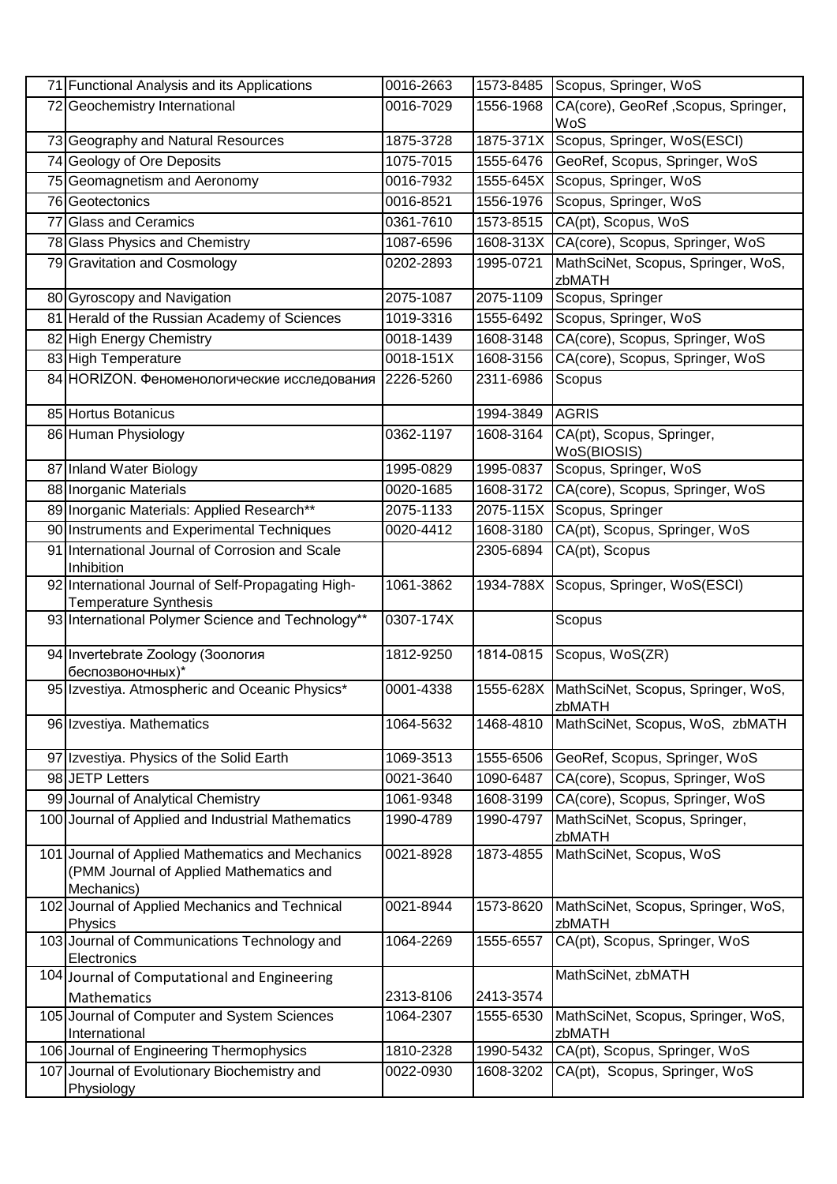| | | | | |
|---|---|---|---|---|
| 71 | Functional Analysis and its Applications | 0016-2663 | 1573-8485 | Scopus, Springer, WoS |
| 72 | Geochemistry International | 0016-7029 | 1556-1968 | CA(core), GeoRef ,Scopus, Springer, WoS |
| 73 | Geography and Natural Resources | 1875-3728 | 1875-371X | Scopus, Springer, WoS(ESCI) |
| 74 | Geology of Ore Deposits | 1075-7015 | 1555-6476 | GeoRef, Scopus, Springer, WoS |
| 75 | Geomagnetism and Aeronomy | 0016-7932 | 1555-645X | Scopus, Springer, WoS |
| 76 | Geotectonics | 0016-8521 | 1556-1976 | Scopus, Springer, WoS |
| 77 | Glass and Ceramics | 0361-7610 | 1573-8515 | CA(pt), Scopus, WoS |
| 78 | Glass Physics and Chemistry | 1087-6596 | 1608-313X | CA(core), Scopus, Springer, WoS |
| 79 | Gravitation and Cosmology | 0202-2893 | 1995-0721 | MathSciNet, Scopus, Springer, WoS, zbMATH |
| 80 | Gyroscopy and Navigation | 2075-1087 | 2075-1109 | Scopus, Springer |
| 81 | Herald of the Russian Academy of Sciences | 1019-3316 | 1555-6492 | Scopus, Springer, WoS |
| 82 | High Energy Chemistry | 0018-1439 | 1608-3148 | CA(core), Scopus, Springer, WoS |
| 83 | High Temperature | 0018-151X | 1608-3156 | CA(core), Scopus, Springer, WoS |
| 84 | HORIZON. Феноменологические исследования | 2226-5260 | 2311-6986 | Scopus |
| 85 | Hortus Botanicus | | 1994-3849 | AGRIS |
| 86 | Human Physiology | 0362-1197 | 1608-3164 | CA(pt), Scopus, Springer, WoS(BIOSIS) |
| 87 | Inland Water Biology | 1995-0829 | 1995-0837 | Scopus, Springer, WoS |
| 88 | Inorganic Materials | 0020-1685 | 1608-3172 | CA(core), Scopus, Springer, WoS |
| 89 | Inorganic Materials: Applied Research** | 2075-1133 | 2075-115X | Scopus, Springer |
| 90 | Instruments and Experimental Techniques | 0020-4412 | 1608-3180 | CA(pt), Scopus, Springer, WoS |
| 91 | International Journal of Corrosion and Scale Inhibition | | 2305-6894 | CA(pt), Scopus |
| 92 | International Journal of Self-Propagating High-Temperature Synthesis | 1061-3862 | 1934-788X | Scopus, Springer, WoS(ESCI) |
| 93 | International Polymer Science and Technology** | 0307-174X | | Scopus |
| 94 | Invertebrate Zoology (Зоология беспозвоночных)* | 1812-9250 | 1814-0815 | Scopus, WoS(ZR) |
| 95 | Izvestiya. Atmospheric and Oceanic Physics* | 0001-4338 | 1555-628X | MathSciNet, Scopus, Springer, WoS, zbMATH |
| 96 | Izvestiya. Mathematics | 1064-5632 | 1468-4810 | MathSciNet, Scopus, WoS, zbMATH |
| 97 | Izvestiya. Physics of the Solid Earth | 1069-3513 | 1555-6506 | GeoRef, Scopus, Springer, WoS |
| 98 | JETP Letters | 0021-3640 | 1090-6487 | CA(core), Scopus, Springer, WoS |
| 99 | Journal of Analytical Chemistry | 1061-9348 | 1608-3199 | CA(core), Scopus, Springer, WoS |
| 100 | Journal of Applied and Industrial Mathematics | 1990-4789 | 1990-4797 | MathSciNet, Scopus, Springer, zbMATH |
| 101 | Journal of Applied Mathematics and Mechanics (PMM Journal of Applied Mathematics and Mechanics) | 0021-8928 | 1873-4855 | MathSciNet, Scopus, WoS |
| 102 | Journal of Applied Mechanics and Technical Physics | 0021-8944 | 1573-8620 | MathSciNet, Scopus, Springer, WoS, zbMATH |
| 103 | Journal of Communications Technology and Electronics | 1064-2269 | 1555-6557 | CA(pt), Scopus, Springer, WoS |
| 104 | Journal of Computational and Engineering Mathematics | 2313-8106 | 2413-3574 | MathSciNet, zbMATH |
| 105 | Journal of Computer and System Sciences International | 1064-2307 | 1555-6530 | MathSciNet, Scopus, Springer, WoS, zbMATH |
| 106 | Journal of Engineering Thermophysics | 1810-2328 | 1990-5432 | CA(pt), Scopus, Springer, WoS |
| 107 | Journal of Evolutionary Biochemistry and Physiology | 0022-0930 | 1608-3202 | CA(pt), Scopus, Springer, WoS |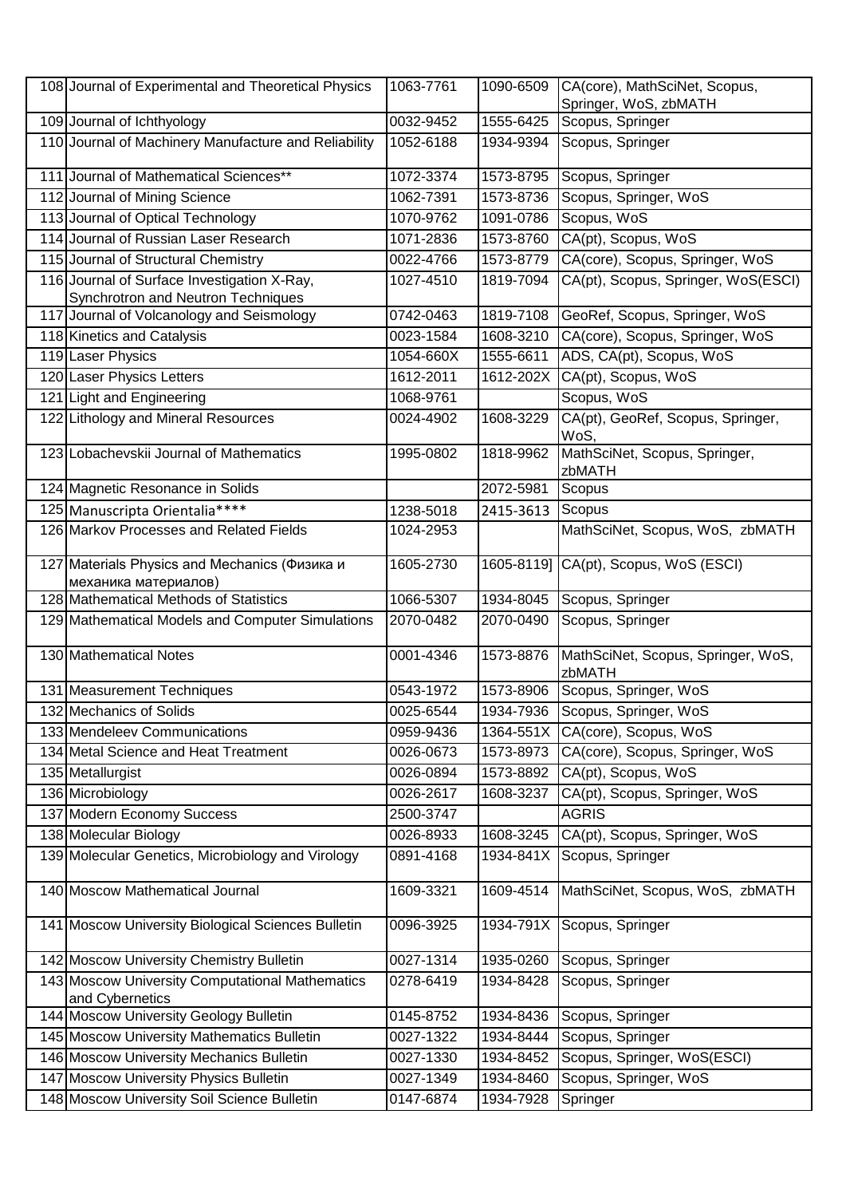| 108 | Journal of Experimental and Theoretical Physics | 1063-7761 | 1090-6509 | CA(core), MathSciNet, Scopus, Springer, WoS, zbMATH |
|---|---|---|---|---|
| 109 | Journal of Ichthyology | 0032-9452 | 1555-6425 | Scopus, Springer |
| 110 | Journal of Machinery Manufacture and Reliability | 1052-6188 | 1934-9394 | Scopus, Springer |
| 111 | Journal of Mathematical Sciences** | 1072-3374 | 1573-8795 | Scopus, Springer |
| 112 | Journal of Mining Science | 1062-7391 | 1573-8736 | Scopus, Springer, WoS |
| 113 | Journal of Optical Technology | 1070-9762 | 1091-0786 | Scopus, WoS |
| 114 | Journal of Russian Laser Research | 1071-2836 | 1573-8760 | CA(pt), Scopus, WoS |
| 115 | Journal of Structural Chemistry | 0022-4766 | 1573-8779 | CA(core), Scopus, Springer, WoS |
| 116 | Journal of Surface Investigation X-Ray, Synchrotron and Neutron Techniques | 1027-4510 | 1819-7094 | CA(pt), Scopus, Springer, WoS(ESCI) |
| 117 | Journal of Volcanology and Seismology | 0742-0463 | 1819-7108 | GeoRef, Scopus, Springer, WoS |
| 118 | Kinetics and Catalysis | 0023-1584 | 1608-3210 | CA(core), Scopus, Springer, WoS |
| 119 | Laser Physics | 1054-660X | 1555-6611 | ADS, CA(pt), Scopus, WoS |
| 120 | Laser Physics Letters | 1612-2011 | 1612-202X | CA(pt), Scopus, WoS |
| 121 | Light and Engineering | 1068-9761 | | Scopus, WoS |
| 122 | Lithology and Mineral Resources | 0024-4902 | 1608-3229 | CA(pt), GeoRef, Scopus, Springer, WoS, |
| 123 | Lobachevskii Journal of Mathematics | 1995-0802 | 1818-9962 | MathSciNet, Scopus, Springer, zbMATH |
| 124 | Magnetic Resonance in Solids | | 2072-5981 | Scopus |
| 125 | Manuscripta Orientalia**** | 1238-5018 | 2415-3613 | Scopus |
| 126 | Markov Processes and Related Fields | 1024-2953 | | MathSciNet, Scopus, WoS, zbMATH |
| 127 | Materials Physics and Mechanics (Физика и механика материалов) | 1605-2730 | 1605-8119] | CA(pt), Scopus, WoS (ESCI) |
| 128 | Mathematical Methods of Statistics | 1066-5307 | 1934-8045 | Scopus, Springer |
| 129 | Mathematical Models and Computer Simulations | 2070-0482 | 2070-0490 | Scopus, Springer |
| 130 | Mathematical Notes | 0001-4346 | 1573-8876 | MathSciNet, Scopus, Springer, WoS, zbMATH |
| 131 | Measurement Techniques | 0543-1972 | 1573-8906 | Scopus, Springer, WoS |
| 132 | Mechanics of Solids | 0025-6544 | 1934-7936 | Scopus, Springer, WoS |
| 133 | Mendeleev Communications | 0959-9436 | 1364-551X | CA(core), Scopus, WoS |
| 134 | Metal Science and Heat Treatment | 0026-0673 | 1573-8973 | CA(core), Scopus, Springer, WoS |
| 135 | Metallurgist | 0026-0894 | 1573-8892 | CA(pt), Scopus, WoS |
| 136 | Microbiology | 0026-2617 | 1608-3237 | CA(pt), Scopus, Springer, WoS |
| 137 | Modern Economy Success | 2500-3747 | | AGRIS |
| 138 | Molecular Biology | 0026-8933 | 1608-3245 | CA(pt), Scopus, Springer, WoS |
| 139 | Molecular Genetics, Microbiology and Virology | 0891-4168 | 1934-841X | Scopus, Springer |
| 140 | Moscow Mathematical Journal | 1609-3321 | 1609-4514 | MathSciNet, Scopus, WoS, zbMATH |
| 141 | Moscow University Biological Sciences Bulletin | 0096-3925 | 1934-791X | Scopus, Springer |
| 142 | Moscow University Chemistry Bulletin | 0027-1314 | 1935-0260 | Scopus, Springer |
| 143 | Moscow University Computational Mathematics and Cybernetics | 0278-6419 | 1934-8428 | Scopus, Springer |
| 144 | Moscow University Geology Bulletin | 0145-8752 | 1934-8436 | Scopus, Springer |
| 145 | Moscow University Mathematics Bulletin | 0027-1322 | 1934-8444 | Scopus, Springer |
| 146 | Moscow University Mechanics Bulletin | 0027-1330 | 1934-8452 | Scopus, Springer, WoS(ESCI) |
| 147 | Moscow University Physics Bulletin | 0027-1349 | 1934-8460 | Scopus, Springer, WoS |
| 148 | Moscow University Soil Science Bulletin | 0147-6874 | 1934-7928 | Springer |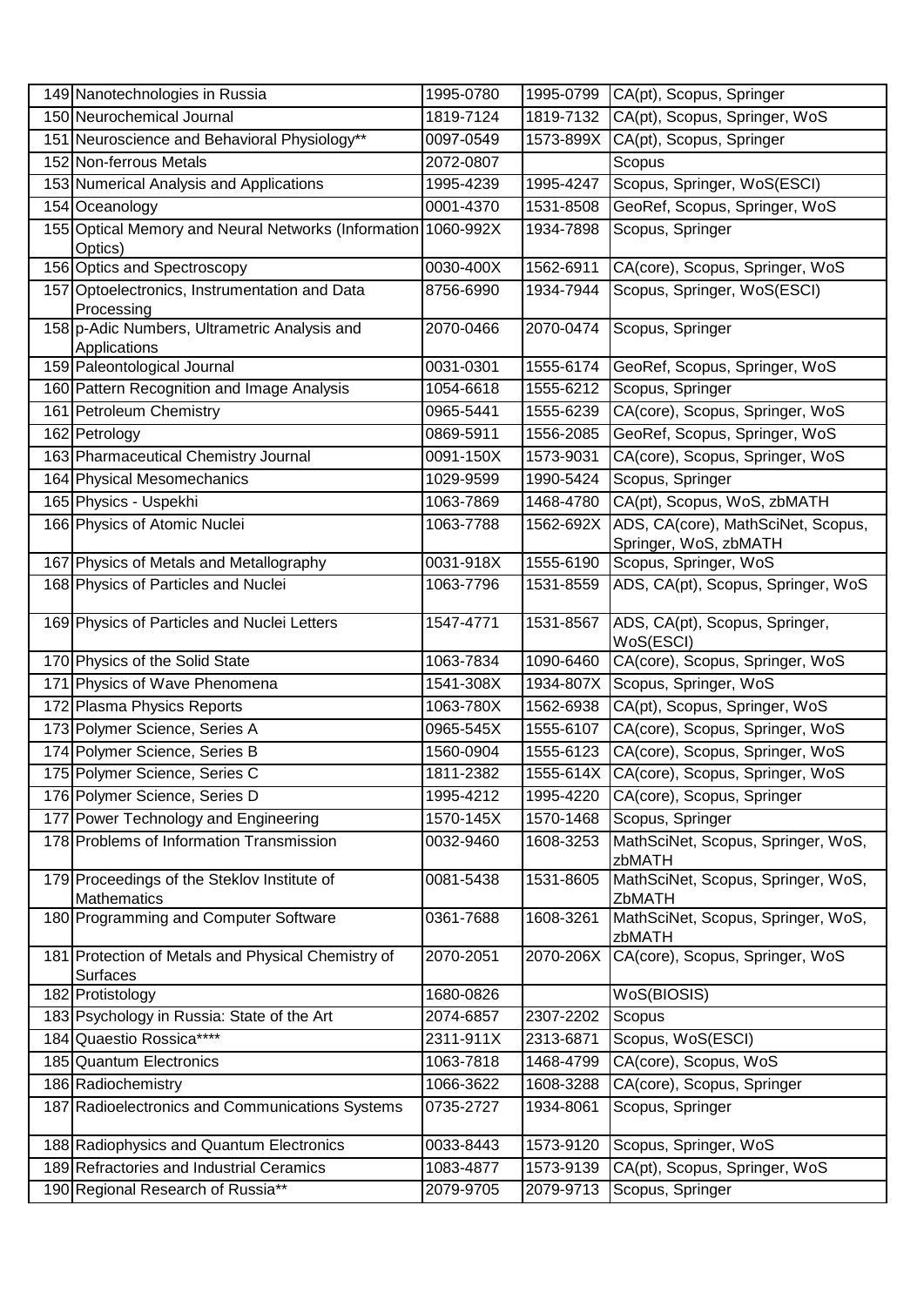| 149 | Nanotechnologies in Russia | 1995-0780 | 1995-0799 | CA(pt), Scopus, Springer |
|---|---|---|---|---|
| 150 | Neurochemical Journal | 1819-7124 | 1819-7132 | CA(pt), Scopus, Springer, WoS |
| 151 | Neuroscience and Behavioral Physiology** | 0097-0549 | 1573-899X | CA(pt), Scopus, Springer |
| 152 | Non-ferrous Metals | 2072-0807 | | Scopus |
| 153 | Numerical Analysis and Applications | 1995-4239 | 1995-4247 | Scopus, Springer, WoS(ESCI) |
| 154 | Oceanology | 0001-4370 | 1531-8508 | GeoRef, Scopus, Springer, WoS |
| 155 | Optical Memory and Neural Networks (Information Optics) | 1060-992X | 1934-7898 | Scopus, Springer |
| 156 | Optics and Spectroscopy | 0030-400X | 1562-6911 | CA(core), Scopus, Springer, WoS |
| 157 | Optoelectronics, Instrumentation and Data Processing | 8756-6990 | 1934-7944 | Scopus, Springer, WoS(ESCI) |
| 158 | p-Adic Numbers, Ultrametric Analysis and Applications | 2070-0466 | 2070-0474 | Scopus, Springer |
| 159 | Paleontological Journal | 0031-0301 | 1555-6174 | GeoRef, Scopus, Springer, WoS |
| 160 | Pattern Recognition and Image Analysis | 1054-6618 | 1555-6212 | Scopus, Springer |
| 161 | Petroleum Chemistry | 0965-5441 | 1555-6239 | CA(core), Scopus, Springer, WoS |
| 162 | Petrology | 0869-5911 | 1556-2085 | GeoRef, Scopus, Springer, WoS |
| 163 | Pharmaceutical Chemistry Journal | 0091-150X | 1573-9031 | CA(core), Scopus, Springer, WoS |
| 164 | Physical Mesomechanics | 1029-9599 | 1990-5424 | Scopus, Springer |
| 165 | Physics - Uspekhi | 1063-7869 | 1468-4780 | CA(pt), Scopus, WoS, zbMATH |
| 166 | Physics of Atomic Nuclei | 1063-7788 | 1562-692X | ADS, CA(core), MathSciNet, Scopus, Springer, WoS, zbMATH |
| 167 | Physics of Metals and Metallography | 0031-918X | 1555-6190 | Scopus, Springer, WoS |
| 168 | Physics of Particles and Nuclei | 1063-7796 | 1531-8559 | ADS, CA(pt), Scopus, Springer, WoS |
| 169 | Physics of Particles and Nuclei Letters | 1547-4771 | 1531-8567 | ADS, CA(pt), Scopus, Springer, WoS(ESCI) |
| 170 | Physics of the Solid State | 1063-7834 | 1090-6460 | CA(core), Scopus, Springer, WoS |
| 171 | Physics of Wave Phenomena | 1541-308X | 1934-807X | Scopus, Springer, WoS |
| 172 | Plasma Physics Reports | 1063-780X | 1562-6938 | CA(pt), Scopus, Springer, WoS |
| 173 | Polymer Science, Series A | 0965-545X | 1555-6107 | CA(core), Scopus, Springer, WoS |
| 174 | Polymer Science, Series B | 1560-0904 | 1555-6123 | CA(core), Scopus, Springer, WoS |
| 175 | Polymer Science, Series C | 1811-2382 | 1555-614X | CA(core), Scopus, Springer, WoS |
| 176 | Polymer Science, Series D | 1995-4212 | 1995-4220 | CA(core), Scopus, Springer |
| 177 | Power Technology and Engineering | 1570-145X | 1570-1468 | Scopus, Springer |
| 178 | Problems of Information Transmission | 0032-9460 | 1608-3253 | MathSciNet, Scopus, Springer, WoS, zbMATH |
| 179 | Proceedings of the Steklov Institute of Mathematics | 0081-5438 | 1531-8605 | MathSciNet, Scopus, Springer, WoS, ZbMATH |
| 180 | Programming and Computer Software | 0361-7688 | 1608-3261 | MathSciNet, Scopus, Springer, WoS, zbMATH |
| 181 | Protection of Metals and Physical Chemistry of Surfaces | 2070-2051 | 2070-206X | CA(core), Scopus, Springer, WoS |
| 182 | Protistology | 1680-0826 | | WoS(BIOSIS) |
| 183 | Psychology in Russia: State of the Art | 2074-6857 | 2307-2202 | Scopus |
| 184 | Quaestio Rossica**** | 2311-911X | 2313-6871 | Scopus, WoS(ESCI) |
| 185 | Quantum Electronics | 1063-7818 | 1468-4799 | CA(core), Scopus, WoS |
| 186 | Radiochemistry | 1066-3622 | 1608-3288 | CA(core), Scopus, Springer |
| 187 | Radioelectronics and Communications Systems | 0735-2727 | 1934-8061 | Scopus, Springer |
| 188 | Radiophysics and Quantum Electronics | 0033-8443 | 1573-9120 | Scopus, Springer, WoS |
| 189 | Refractories and Industrial Ceramics | 1083-4877 | 1573-9139 | CA(pt), Scopus, Springer, WoS |
| 190 | Regional Research of Russia** | 2079-9705 | 2079-9713 | Scopus, Springer |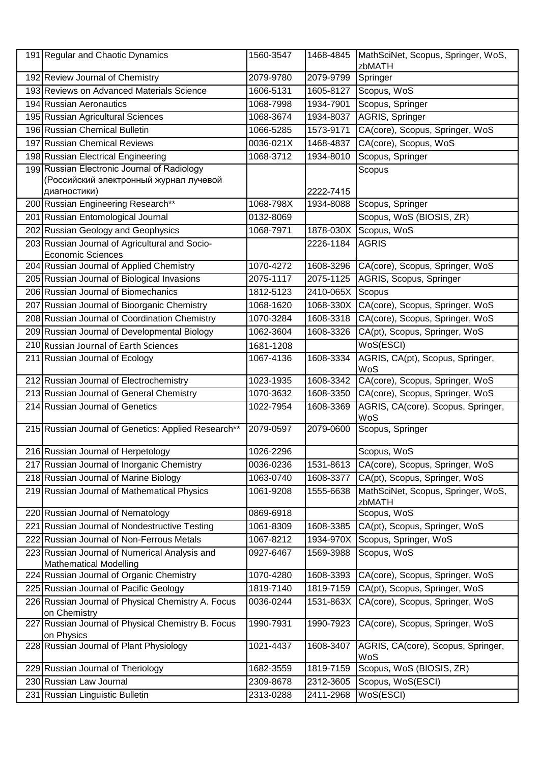| | | | | |
|---|---|---|---|---|
| 191 | Regular and Chaotic Dynamics | 1560-3547 | 1468-4845 | MathSciNet, Scopus, Springer, WoS, zbMATH |
| 192 | Review Journal of Chemistry | 2079-9780 | 2079-9799 | Springer |
| 193 | Reviews on Advanced Materials Science | 1606-5131 | 1605-8127 | Scopus, WoS |
| 194 | Russian Aeronautics | 1068-7998 | 1934-7901 | Scopus, Springer |
| 195 | Russian Agricultural Sciences | 1068-3674 | 1934-8037 | AGRIS, Springer |
| 196 | Russian Chemical Bulletin | 1066-5285 | 1573-9171 | CA(core), Scopus, Springer, WoS |
| 197 | Russian Chemical Reviews | 0036-021X | 1468-4837 | CA(core), Scopus, WoS |
| 198 | Russian Electrical Engineering | 1068-3712 | 1934-8010 | Scopus, Springer |
| 199 | Russian Electronic Journal of Radiology (Российский электронный журнал лучевой диагностики) | | 2222-7415 | Scopus |
| 200 | Russian Engineering Research** | 1068-798X | 1934-8088 | Scopus, Springer |
| 201 | Russian Entomological Journal | 0132-8069 | | Scopus, WoS (BIOSIS, ZR) |
| 202 | Russian Geology and Geophysics | 1068-7971 | 1878-030X | Scopus, WoS |
| 203 | Russian Journal of Agricultural and Socio-Economic Sciences | | 2226-1184 | AGRIS |
| 204 | Russian Journal of Applied Chemistry | 1070-4272 | 1608-3296 | CA(core), Scopus, Springer, WoS |
| 205 | Russian Journal of Biological Invasions | 2075-1117 | 2075-1125 | AGRIS, Scopus, Springer |
| 206 | Russian Journal of Biomechanics | 1812-5123 | 2410-065X | Scopus |
| 207 | Russian Journal of Bioorganic Chemistry | 1068-1620 | 1068-330X | CA(core), Scopus, Springer, WoS |
| 208 | Russian Journal of Coordination Chemistry | 1070-3284 | 1608-3318 | CA(core), Scopus, Springer, WoS |
| 209 | Russian Journal of Developmental Biology | 1062-3604 | 1608-3326 | CA(pt), Scopus, Springer, WoS |
| 210 | Russian Journal of Earth Sciences | 1681-1208 | | WoS(ESCI) |
| 211 | Russian Journal of Ecology | 1067-4136 | 1608-3334 | AGRIS, CA(pt), Scopus, Springer, WoS |
| 212 | Russian Journal of Electrochemistry | 1023-1935 | 1608-3342 | CA(core), Scopus, Springer, WoS |
| 213 | Russian Journal of General Chemistry | 1070-3632 | 1608-3350 | CA(core), Scopus, Springer, WoS |
| 214 | Russian Journal of Genetics | 1022-7954 | 1608-3369 | AGRIS, CA(core). Scopus, Springer, WoS |
| 215 | Russian Journal of Genetics: Applied Research** | 2079-0597 | 2079-0600 | Scopus, Springer |
| 216 | Russian Journal of Herpetology | 1026-2296 | | Scopus, WoS |
| 217 | Russian Journal of Inorganic Chemistry | 0036-0236 | 1531-8613 | CA(core), Scopus, Springer, WoS |
| 218 | Russian Journal of Marine Biology | 1063-0740 | 1608-3377 | CA(pt), Scopus, Springer, WoS |
| 219 | Russian Journal of Mathematical Physics | 1061-9208 | 1555-6638 | MathSciNet, Scopus, Springer, WoS, zbMATH |
| 220 | Russian Journal of Nematology | 0869-6918 | | Scopus, WoS |
| 221 | Russian Journal of Nondestructive Testing | 1061-8309 | 1608-3385 | CA(pt), Scopus, Springer, WoS |
| 222 | Russian Journal of Non-Ferrous Metals | 1067-8212 | 1934-970X | Scopus, Springer, WoS |
| 223 | Russian Journal of Numerical Analysis and Mathematical Modelling | 0927-6467 | 1569-3988 | Scopus, WoS |
| 224 | Russian Journal of Organic Chemistry | 1070-4280 | 1608-3393 | CA(core), Scopus, Springer, WoS |
| 225 | Russian Journal of Pacific Geology | 1819-7140 | 1819-7159 | CA(pt), Scopus, Springer, WoS |
| 226 | Russian Journal of Physical Chemistry A. Focus on Chemistry | 0036-0244 | 1531-863X | CA(core), Scopus, Springer, WoS |
| 227 | Russian Journal of Physical Chemistry B. Focus on Physics | 1990-7931 | 1990-7923 | CA(core), Scopus, Springer, WoS |
| 228 | Russian Journal of Plant Physiology | 1021-4437 | 1608-3407 | AGRIS, CA(core), Scopus, Springer, WoS |
| 229 | Russian Journal of Theriology | 1682-3559 | 1819-7159 | Scopus, WoS (BIOSIS, ZR) |
| 230 | Russian Law Journal | 2309-8678 | 2312-3605 | Scopus, WoS(ESCI) |
| 231 | Russian Linguistic Bulletin | 2313-0288 | 2411-2968 | WoS(ESCI) |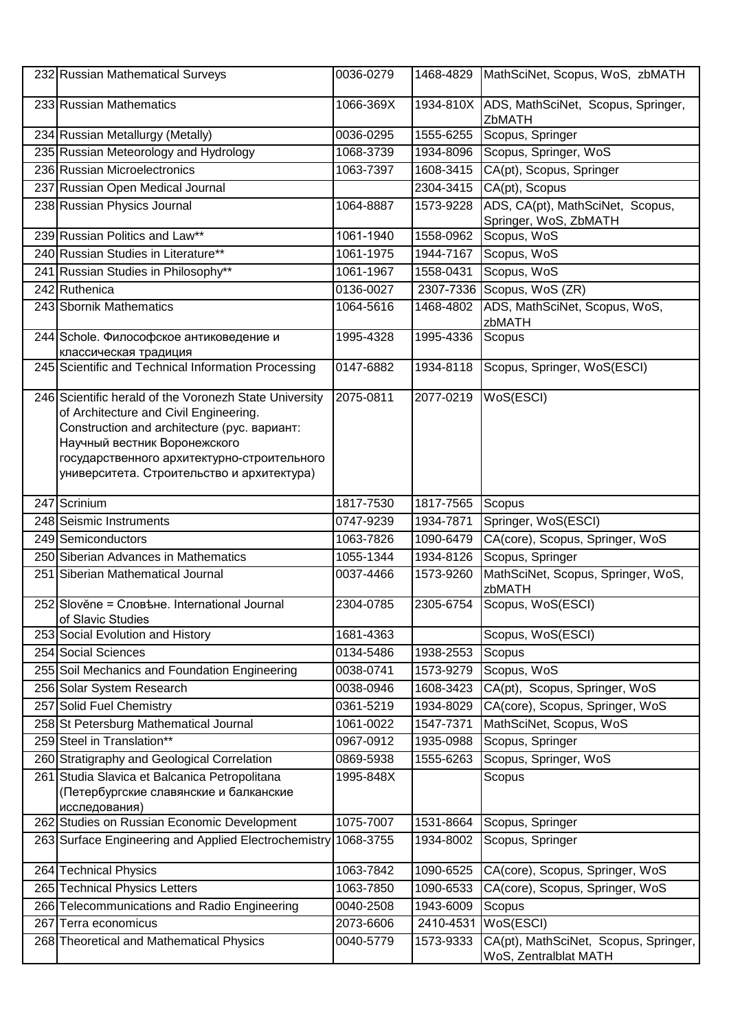| 232 | Russian Mathematical Surveys | 0036-0279 | 1468-4829 | MathSciNet, Scopus, WoS, zbMATH |
|---|---|---|---|---|
| 233 | Russian Mathematics | 1066-369X | 1934-810X | ADS, MathSciNet, Scopus, Springer, ZbMATH |
| 234 | Russian Metallurgy (Metally) | 0036-0295 | 1555-6255 | Scopus, Springer |
| 235 | Russian Meteorology and Hydrology | 1068-3739 | 1934-8096 | Scopus, Springer, WoS |
| 236 | Russian Microelectronics | 1063-7397 | 1608-3415 | CA(pt), Scopus, Springer |
| 237 | Russian Open Medical Journal | | 2304-3415 | CA(pt), Scopus |
| 238 | Russian Physics Journal | 1064-8887 | 1573-9228 | ADS, CA(pt), MathSciNet, Scopus, Springer, WoS, ZbMATH |
| 239 | Russian Politics and Law** | 1061-1940 | 1558-0962 | Scopus, WoS |
| 240 | Russian Studies in Literature** | 1061-1975 | 1944-7167 | Scopus, WoS |
| 241 | Russian Studies in Philosophy** | 1061-1967 | 1558-0431 | Scopus, WoS |
| 242 | Ruthenica | 0136-0027 | 2307-7336 | Scopus, WoS (ZR) |
| 243 | Sbornik Mathematics | 1064-5616 | 1468-4802 | ADS, MathSciNet, Scopus, WoS, zbMATH |
| 244 | Schole. Философское антиковедение и классическая традиция | 1995-4328 | 1995-4336 | Scopus |
| 245 | Scientific and Technical Information Processing | 0147-6882 | 1934-8118 | Scopus, Springer, WoS(ESCI) |
| 246 | Scientific herald of the Voronezh State University of Architecture and Civil Engineering. Construction and architecture (рус. вариант: Научный вестник Воронежского государственного архитектурно-строительного университета. Строительство и архитектура) | 2075-0811 | 2077-0219 | WoS(ESCI) |
| 247 | Scrinium | 1817-7530 | 1817-7565 | Scopus |
| 248 | Seismic Instruments | 0747-9239 | 1934-7871 | Springer, WoS(ESCI) |
| 249 | Semiconductors | 1063-7826 | 1090-6479 | CA(core), Scopus, Springer, WoS |
| 250 | Siberian Advances in Mathematics | 1055-1344 | 1934-8126 | Scopus, Springer |
| 251 | Siberian Mathematical Journal | 0037-4466 | 1573-9260 | MathSciNet, Scopus, Springer, WoS, zbMATH |
| 252 | Slověne = Словѣне. International Journal of Slavic Studies | 2304-0785 | 2305-6754 | Scopus, WoS(ESCI) |
| 253 | Social Evolution and History | 1681-4363 | | Scopus, WoS(ESCI) |
| 254 | Social Sciences | 0134-5486 | 1938-2553 | Scopus |
| 255 | Soil Mechanics and Foundation Engineering | 0038-0741 | 1573-9279 | Scopus, WoS |
| 256 | Solar System Research | 0038-0946 | 1608-3423 | CA(pt), Scopus, Springer, WoS |
| 257 | Solid Fuel Chemistry | 0361-5219 | 1934-8029 | CA(core), Scopus, Springer, WoS |
| 258 | St Petersburg Mathematical Journal | 1061-0022 | 1547-7371 | MathSciNet, Scopus, WoS |
| 259 | Steel in Translation** | 0967-0912 | 1935-0988 | Scopus, Springer |
| 260 | Stratigraphy and Geological Correlation | 0869-5938 | 1555-6263 | Scopus, Springer, WoS |
| 261 | Studia Slavica et Balcanica Petropolitana (Петербургские славянские и балканские исследования) | 1995-848X | | Scopus |
| 262 | Studies on Russian Economic Development | 1075-7007 | 1531-8664 | Scopus, Springer |
| 263 | Surface Engineering and Applied Electrochemistry | 1068-3755 | 1934-8002 | Scopus, Springer |
| 264 | Technical Physics | 1063-7842 | 1090-6525 | CA(core), Scopus, Springer, WoS |
| 265 | Technical Physics Letters | 1063-7850 | 1090-6533 | CA(core), Scopus, Springer, WoS |
| 266 | Telecommunications and Radio Engineering | 0040-2508 | 1943-6009 | Scopus |
| 267 | Terra economicus | 2073-6606 | 2410-4531 | WoS(ESCI) |
| 268 | Theoretical and Mathematical Physics | 0040-5779 | 1573-9333 | CA(pt), MathSciNet, Scopus, Springer, WoS, Zentralblat MATH |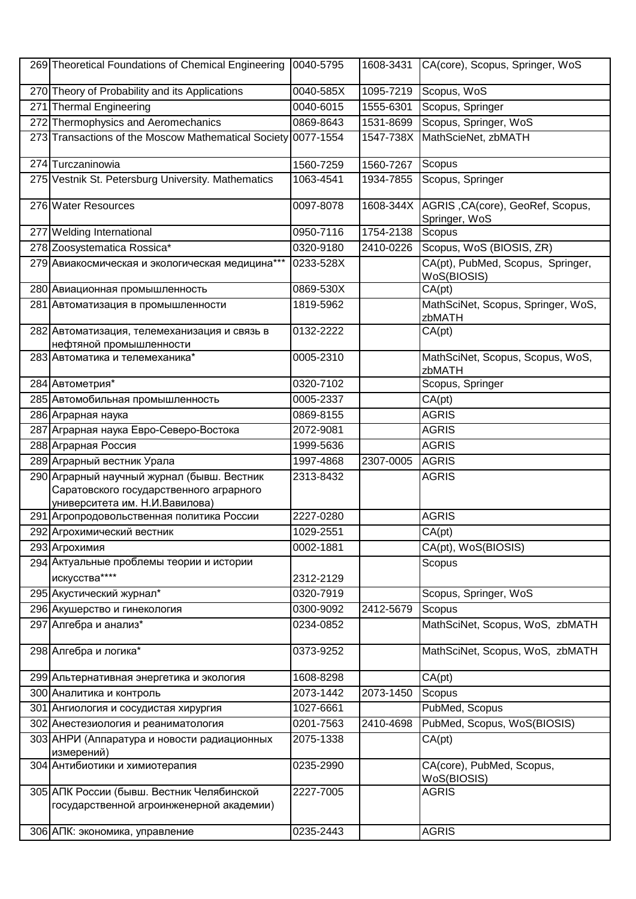| 269 | Theoretical Foundations of Chemical Engineering | 0040-5795 | 1608-3431 | CA(core), Scopus, Springer, WoS |
|---|---|---|---|---|
| 270 | Theory of Probability and its Applications | 0040-585X | 1095-7219 | Scopus, WoS |
| 271 | Thermal Engineering | 0040-6015 | 1555-6301 | Scopus, Springer |
| 272 | Thermophysics and Aeromechanics | 0869-8643 | 1531-8699 | Scopus, Springer, WoS |
| 273 | Transactions of the Moscow Mathematical Society | 0077-1554 | 1547-738X | MathScieNet, zbMATH |
| 274 | Turczaninowia | 1560-7259 | 1560-7267 | Scopus |
| 275 | Vestnik St. Petersburg University. Mathematics | 1063-4541 | 1934-7855 | Scopus, Springer |
| 276 | Water Resources | 0097-8078 | 1608-344X | AGRIS ,CA(core), GeoRef, Scopus, Springer, WoS |
| 277 | Welding International | 0950-7116 | 1754-2138 | Scopus |
| 278 | Zoosystematica Rossica* | 0320-9180 | 2410-0226 | Scopus, WoS (BIOSIS, ZR) |
| 279 | Авиакосмическая и экологическая медицина*** | 0233-528X | | CA(pt), PubMed, Scopus, Springer, WoS(BIOSIS) |
| 280 | Авиационная промышленность | 0869-530X | | CA(pt) |
| 281 | Автоматизация в промышленности | 1819-5962 | | MathSciNet, Scopus, Springer, WoS, zbMATH |
| 282 | Автоматизация, телемеханизация и связь в нефтяной промышленности | 0132-2222 | | CA(pt) |
| 283 | Автоматика и телемеханика* | 0005-2310 | | MathSciNet, Scopus, Scopus, WoS, zbMATH |
| 284 | Автометрия* | 0320-7102 | | Scopus, Springer |
| 285 | Автомобильная промышленность | 0005-2337 | | CA(pt) |
| 286 | Аграрная наука | 0869-8155 | | AGRIS |
| 287 | Аграрная наука Евро-Северо-Востока | 2072-9081 | | AGRIS |
| 288 | Аграрная Россия | 1999-5636 | | AGRIS |
| 289 | Аграрный вестник Урала | 1997-4868 | 2307-0005 | AGRIS |
| 290 | Аграрный научный журнал (бывш. Вестник Саратовского государственного аграрного университета им. Н.И.Вавилова) | 2313-8432 | | AGRIS |
| 291 | Агропродовольственная политика России | 2227-0280 | | AGRIS |
| 292 | Агрохимический вестник | 1029-2551 | | CA(pt) |
| 293 | Агрохимия | 0002-1881 | | CA(pt), WoS(BIOSIS) |
| 294 | Актуальные проблемы теории и истории искусства**** | 2312-2129 | | Scopus |
| 295 | Акустический журнал* | 0320-7919 | | Scopus, Springer, WoS |
| 296 | Акушерство и гинекология | 0300-9092 | 2412-5679 | Scopus |
| 297 | Алгебра и анализ* | 0234-0852 | | MathSciNet, Scopus, WoS, zbMATH |
| 298 | Алгебра и логика* | 0373-9252 | | MathSciNet, Scopus, WoS, zbMATH |
| 299 | Альтернативная энергетика и экология | 1608-8298 | | CA(pt) |
| 300 | Аналитика и контроль | 2073-1442 | 2073-1450 | Scopus |
| 301 | Ангиология и сосудистая хирургия | 1027-6661 | | PubMed, Scopus |
| 302 | Анестезиология и реаниматология | 0201-7563 | 2410-4698 | PubMed, Scopus, WoS(BIOSIS) |
| 303 | АНРИ (Аппаратура и новости радиационных измерений) | 2075-1338 | | CA(pt) |
| 304 | Антибиотики и химиотерапия | 0235-2990 | | CA(core), PubMed, Scopus, WoS(BIOSIS) |
| 305 | АПК России (бывш. Вестник Челябинской государственной агроинженерной академии) | 2227-7005 | | AGRIS |
| 306 | АПК: экономика, управление | 0235-2443 | | AGRIS |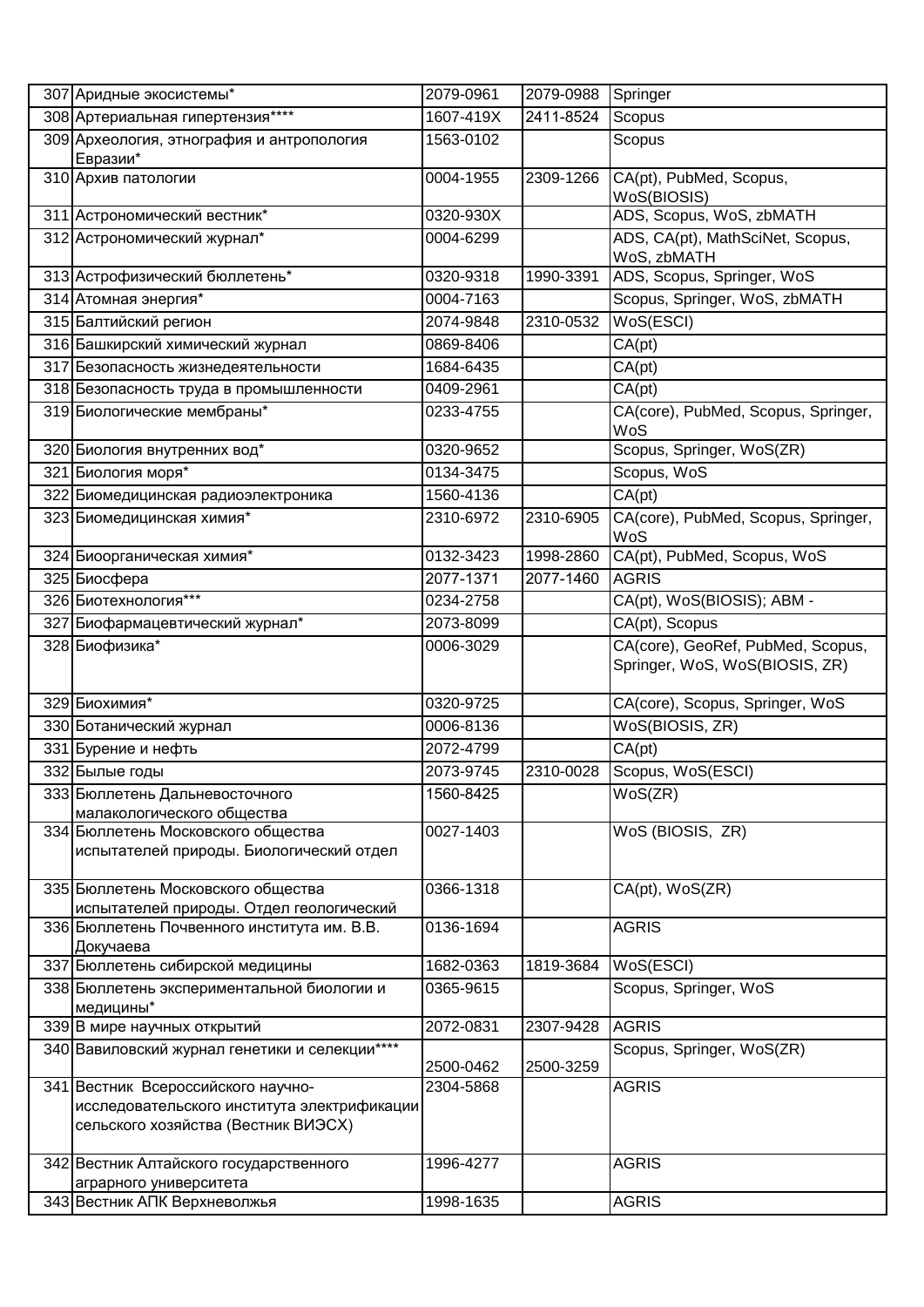| 307 | Аридные экосистемы* | 2079-0961 | 2079-0988 | Springer |
|---|---|---|---|---|
| 308 | Артериальная гипертензия**** | 1607-419X | 2411-8524 | Scopus |
| 309 | Археология, этнография и антропология Евразии* | 1563-0102 | | Scopus |
| 310 | Архив патологии | 0004-1955 | 2309-1266 | CA(pt), PubMed, Scopus, WoS(BIOSIS) |
| 311 | Астрономический вестник* | 0320-930X | | ADS, Scopus, WoS, zbMATH |
| 312 | Астрономический журнал* | 0004-6299 | | ADS, CA(pt), MathSciNet, Scopus, WoS, zbMATH |
| 313 | Астрофизический бюллетень* | 0320-9318 | 1990-3391 | ADS, Scopus, Springer, WoS |
| 314 | Атомная энергия* | 0004-7163 | | Scopus, Springer, WoS, zbMATH |
| 315 | Балтийский регион | 2074-9848 | 2310-0532 | WoS(ESCI) |
| 316 | Башкирский химический журнал | 0869-8406 | | CA(pt) |
| 317 | Безопасность жизнедеятельности | 1684-6435 | | CA(pt) |
| 318 | Безопасность труда в промышленности | 0409-2961 | | CA(pt) |
| 319 | Биологические мембраны* | 0233-4755 | | CA(core), PubMed, Scopus, Springer, WoS |
| 320 | Биология внутренних вод* | 0320-9652 | | Scopus, Springer, WoS(ZR) |
| 321 | Биология моря* | 0134-3475 | | Scopus, WoS |
| 322 | Биомедицинская радиоэлектроника | 1560-4136 | | CA(pt) |
| 323 | Биомедицинская химия* | 2310-6972 | 2310-6905 | CA(core), PubMed, Scopus, Springer, WoS |
| 324 | Биоорганическая химия* | 0132-3423 | 1998-2860 | CA(pt), PubMed, Scopus, WoS |
| 325 | Биосфера | 2077-1371 | 2077-1460 | AGRIS |
| 326 | Биотехнология*** | 0234-2758 | | CA(pt), WoS(BIOSIS); ABM - |
| 327 | Биофармацевтический журнал* | 2073-8099 | | CA(pt), Scopus |
| 328 | Биофизика* | 0006-3029 | | CA(core), GeoRef, PubMed, Scopus, Springer, WoS, WoS(BIOSIS, ZR) |
| 329 | Биохимия* | 0320-9725 | | CA(core), Scopus, Springer, WoS |
| 330 | Ботанический журнал | 0006-8136 | | WoS(BIOSIS, ZR) |
| 331 | Бурение и нефть | 2072-4799 | | CA(pt) |
| 332 | Былые годы | 2073-9745 | 2310-0028 | Scopus, WoS(ESCI) |
| 333 | Бюллетень Дальневосточного малакологического общества | 1560-8425 | | WoS(ZR) |
| 334 | Бюллетень Московского общества испытателей природы. Биологический отдел | 0027-1403 | | WoS (BIOSIS, ZR) |
| 335 | Бюллетень Московского общества испытателей природы. Отдел геологический | 0366-1318 | | CA(pt), WoS(ZR) |
| 336 | Бюллетень Почвенного института им. В.В. Докучаева | 0136-1694 | | AGRIS |
| 337 | Бюллетень сибирской медицины | 1682-0363 | 1819-3684 | WoS(ESCI) |
| 338 | Бюллетень экспериментальной биологии и медицины* | 0365-9615 | | Scopus, Springer, WoS |
| 339 | В мире научных открытий | 2072-0831 | 2307-9428 | AGRIS |
| 340 | Вавиловский журнал генетики и селекции**** | 2500-0462 | 2500-3259 | Scopus, Springer, WoS(ZR) |
| 341 | Вестник Всероссийского научно-исследовательского института электрификации сельского хозяйства (Вестник ВИЭСХ) | 2304-5868 | | AGRIS |
| 342 | Вестник Алтайского государственного аграрного университета | 1996-4277 | | AGRIS |
| 343 | Вестник АПК Верхневолжья | 1998-1635 | | AGRIS |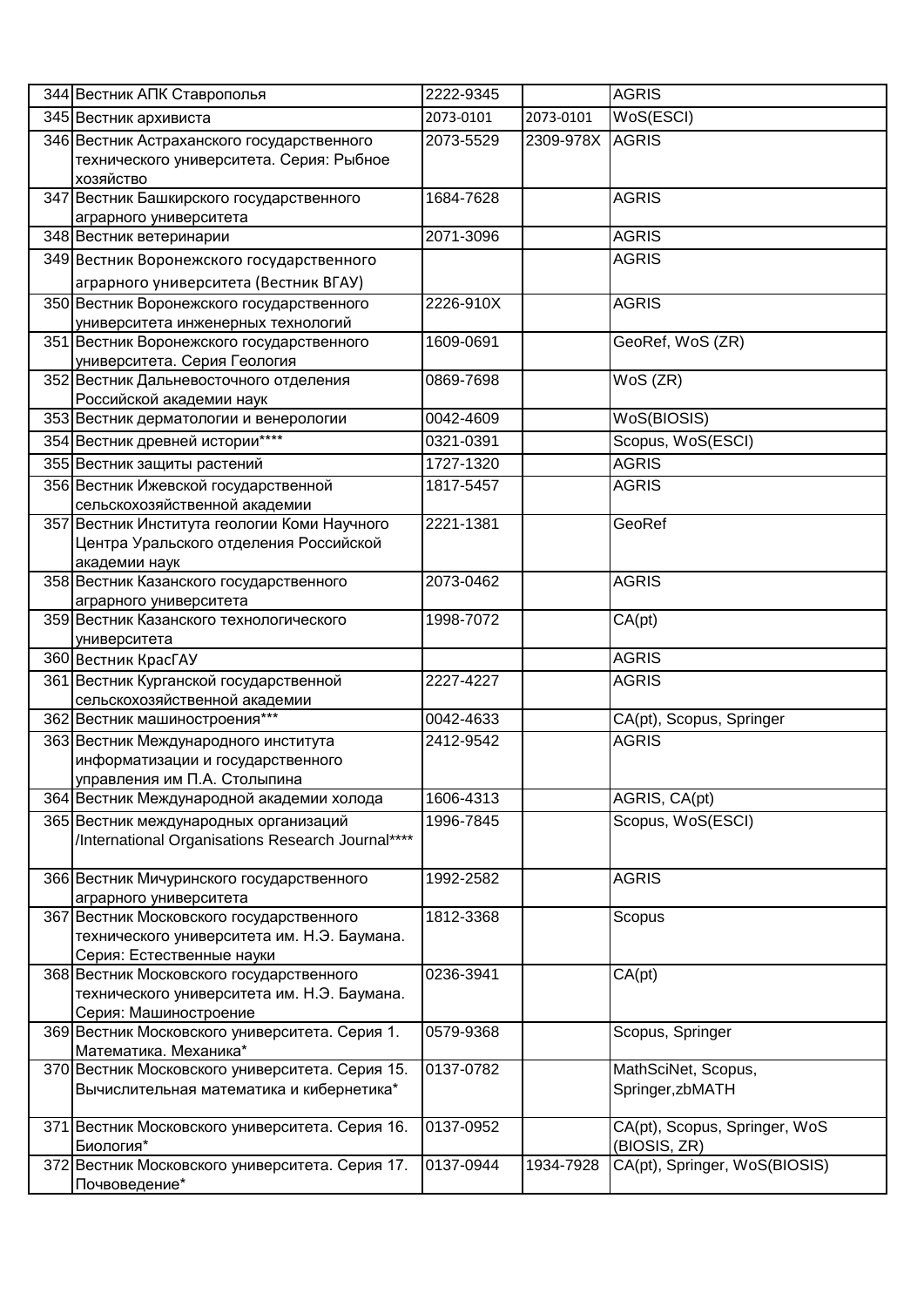| 344 | Вестник АПК Ставрополья | 2222-9345 | | AGRIS |
|---|---|---|---|---|
| 345 | Вестник архивиста | 2073-0101 | 2073-0101 | WoS(ESCI) |
| 346 | Вестник Астраханского государственного технического университета. Серия: Рыбное хозяйство | 2073-5529 | 2309-978X | AGRIS |
| 347 | Вестник Башкирского государственного аграрного университета | 1684-7628 | | AGRIS |
| 348 | Вестник ветеринарии | 2071-3096 | | AGRIS |
| 349 | Вестник Воронежского государственного аграрного университета (Вестник ВГАУ) | | | AGRIS |
| 350 | Вестник Воронежского государственного университета инженерных технологий | 2226-910X | | AGRIS |
| 351 | Вестник Воронежского государственного университета. Серия Геология | 1609-0691 | | GeoRef, WoS (ZR) |
| 352 | Вестник Дальневосточного отделения Российской академии наук | 0869-7698 | | WoS (ZR) |
| 353 | Вестник дерматологии и венерологии | 0042-4609 | | WoS(BIOSIS) |
| 354 | Вестник древней истории**** | 0321-0391 | | Scopus, WoS(ESCI) |
| 355 | Вестник защиты растений | 1727-1320 | | AGRIS |
| 356 | Вестник Ижевской государственной сельскохозяйственной академии | 1817-5457 | | AGRIS |
| 357 | Вестник Института геологии Коми Научного Центра Уральского отделения Российской академии наук | 2221-1381 | | GeoRef |
| 358 | Вестник Казанского государственного аграрного университета | 2073-0462 | | AGRIS |
| 359 | Вестник Казанского технологического университета | 1998-7072 | | CA(pt) |
| 360 | Вестник КрасГАУ | | | AGRIS |
| 361 | Вестник Курганской государственной сельскохозяйственной академии | 2227-4227 | | AGRIS |
| 362 | Вестник машиностроения*** | 0042-4633 | | CA(pt), Scopus, Springer |
| 363 | Вестник Международного института информатизации и государственного управления им П.А. Столыпина | 2412-9542 | | AGRIS |
| 364 | Вестник Международной академии холода | 1606-4313 | | AGRIS, CA(pt) |
| 365 | Вестник международных организаций /International Organisations Research Journal**** | 1996-7845 | | Scopus, WoS(ESCI) |
| 366 | Вестник Мичуринского государственного аграрного университета | 1992-2582 | | AGRIS |
| 367 | Вестник Московского государственного технического университета им. Н.Э. Баумана. Серия: Естественные науки | 1812-3368 | | Scopus |
| 368 | Вестник Московского государственного технического университета им. Н.Э. Баумана. Серия: Машиностроение | 0236-3941 | | CA(pt) |
| 369 | Вестник Московского университета. Серия 1. Математика. Механика* | 0579-9368 | | Scopus, Springer |
| 370 | Вестник Московского университета. Серия 15. Вычислительная математика и кибернетика* | 0137-0782 | | MathSciNet, Scopus, Springer,zbMATH |
| 371 | Вестник Московского университета. Серия 16. Биология* | 0137-0952 | | CA(pt), Scopus, Springer, WoS (BIOSIS, ZR) |
| 372 | Вестник Московского университета. Серия 17. Почвоведение* | 0137-0944 | 1934-7928 | CA(pt), Springer, WoS(BIOSIS) |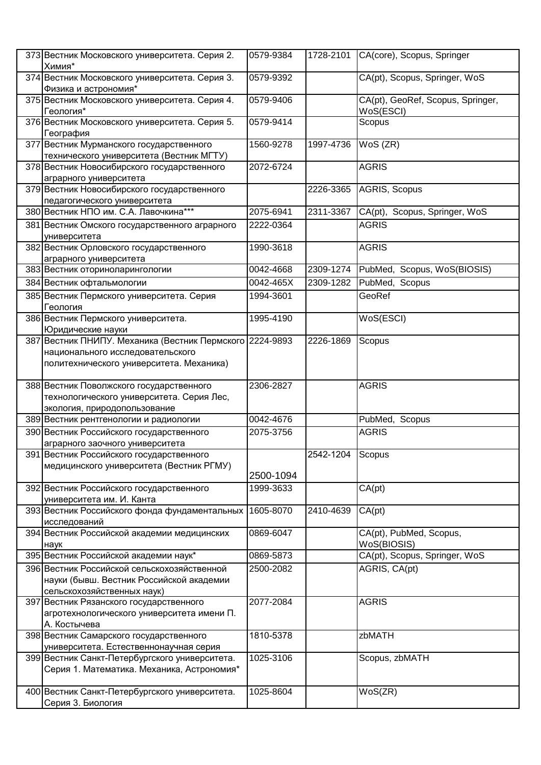| | | | | |
|---|---|---|---|---|
| 373 | Вестник Московского университета. Серия 2. Химия* | 0579-9384 | 1728-2101 | CA(core), Scopus, Springer |
| 374 | Вестник Московского университета. Серия 3. Физика и астрономия* | 0579-9392 | | CA(pt), Scopus, Springer, WoS |
| 375 | Вестник Московского университета. Серия 4. Геология* | 0579-9406 | | CA(pt), GeoRef, Scopus, Springer, WoS(ESCI) |
| 376 | Вестник Московского университета. Серия 5. География | 0579-9414 | | Scopus |
| 377 | Вестник Мурманского государственного технического университета (Вестник МГТУ) | 1560-9278 | 1997-4736 | WoS (ZR) |
| 378 | Вестник Новосибирского государственного аграрного университета | 2072-6724 | | AGRIS |
| 379 | Вестник Новосибирского государственного педагогического университета | | 2226-3365 | AGRIS, Scopus |
| 380 | Вестник НПО им. С.А. Лавочкина*** | 2075-6941 | 2311-3367 | CA(pt), Scopus, Springer, WoS |
| 381 | Вестник Омского государственного аграрного университета | 2222-0364 | | AGRIS |
| 382 | Вестник Орловского государственного аграрного университета | 1990-3618 | | AGRIS |
| 383 | Вестник оториноларингологии | 0042-4668 | 2309-1274 | PubMed, Scopus, WoS(BIOSIS) |
| 384 | Вестник офтальмологии | 0042-465X | 2309-1282 | PubMed, Scopus |
| 385 | Вестник Пермского университета. Серия Геология | 1994-3601 | | GeoRef |
| 386 | Вестник Пермского университета. Юридические науки | 1995-4190 | | WoS(ESCI) |
| 387 | Вестник ПНИПУ. Механика (Вестник Пермского национального исследовательского политехнического университета. Механика) | 2224-9893 | 2226-1869 | Scopus |
| 388 | Вестник Поволжского государственного технологического университета. Серия Лес, экология, природопользование | 2306-2827 | | AGRIS |
| 389 | Вестник рентгенологии и радиологии | 0042-4676 | | PubMed, Scopus |
| 390 | Вестник Российского государственного аграрного заочного университета | 2075-3756 | | AGRIS |
| 391 | Вестник Российского государственного медицинского университета (Вестник РГМУ) | 2500-1094 | 2542-1204 | Scopus |
| 392 | Вестник Российского государственного университета им. И. Канта | 1999-3633 | | CA(pt) |
| 393 | Вестник Российского фонда фундаментальных исследований | 1605-8070 | 2410-4639 | CA(pt) |
| 394 | Вестник Российской академии медицинских наук | 0869-6047 | | CA(pt), PubMed, Scopus, WoS(BIOSIS) |
| 395 | Вестник Российской академии наук* | 0869-5873 | | CA(pt), Scopus, Springer, WoS |
| 396 | Вестник Российской сельскохозяйственной науки (бывш. Вестник Российской академии сельскохозяйственных наук) | 2500-2082 | | AGRIS, CA(pt) |
| 397 | Вестник Рязанского государственного агротехнологического университета имени П. А. Костычева | 2077-2084 | | AGRIS |
| 398 | Вестник Самарского государственного университета. Естественнонаучная серия | 1810-5378 | | zbMATH |
| 399 | Вестник Санкт-Петербургского университета. Серия 1. Математика. Механика, Астрономия* | 1025-3106 | | Scopus, zbMATH |
| 400 | Вестник Санкт-Петербургского университета. Серия 3. Биология | 1025-8604 | | WoS(ZR) |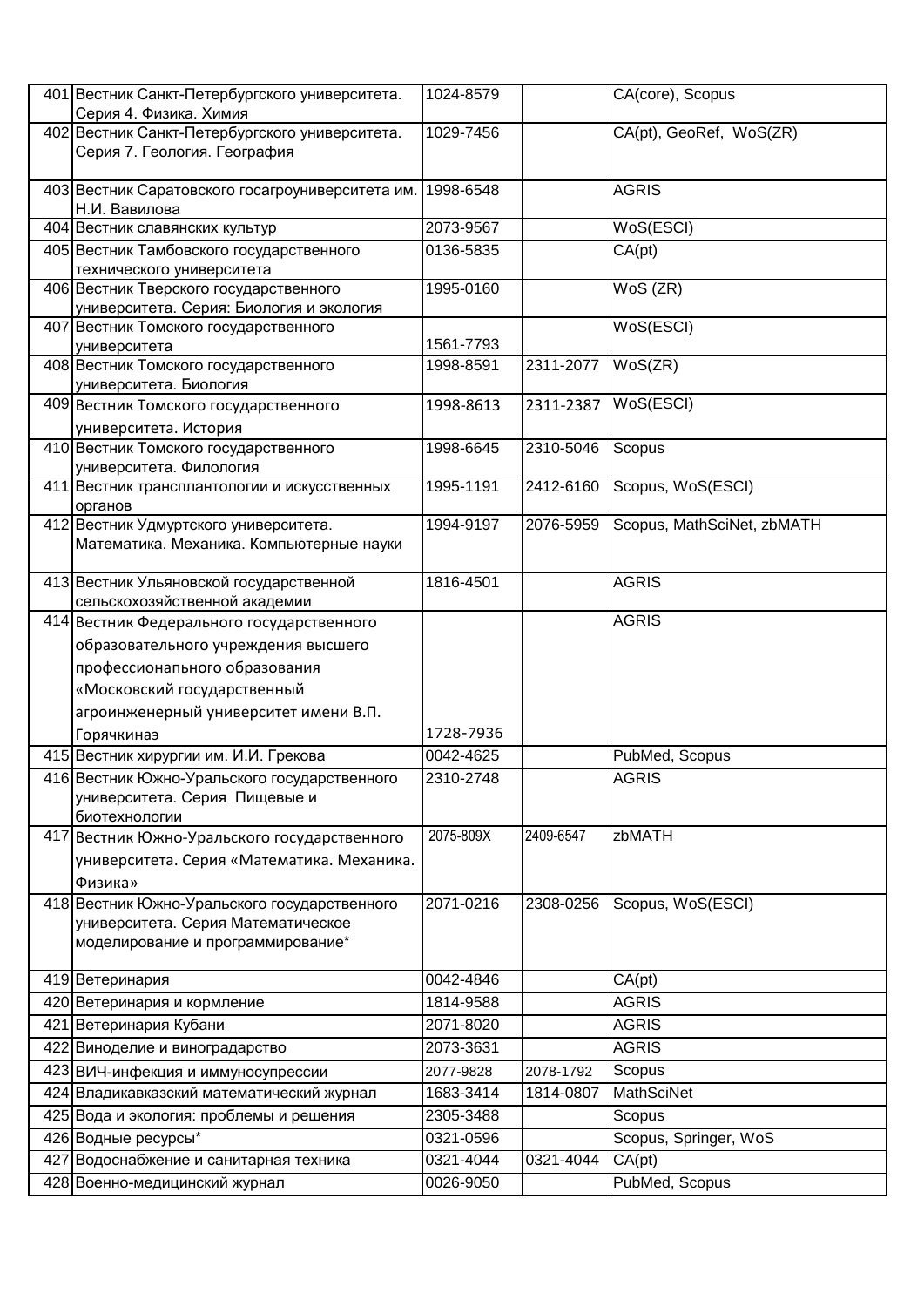| | | | | |
|---|---|---|---|---|
| 401 | Вестник Санкт-Петербургского университета. Серия 4. Физика. Химия | 1024-8579 | | CA(core), Scopus |
| 402 | Вестник Санкт-Петербургского университета. Серия 7. Геология. География | 1029-7456 | | CA(pt), GeoRef, WoS(ZR) |
| 403 | Вестник Саратовского госагроуниверситета им. Н.И. Вавилова | 1998-6548 | | AGRIS |
| 404 | Вестник славянских культур | 2073-9567 | | WoS(ESCI) |
| 405 | Вестник Тамбовского государственного технического университета | 0136-5835 | | CA(pt) |
| 406 | Вестник Тверского государственного университета. Серия: Биология и экология | 1995-0160 | | WoS (ZR) |
| 407 | Вестник Томского государственного университета | 1561-7793 | | WoS(ESCI) |
| 408 | Вестник Томского государственного университета. Биология | 1998-8591 | 2311-2077 | WoS(ZR) |
| 409 | Вестник Томского государственного университета. История | 1998-8613 | 2311-2387 | WoS(ESCI) |
| 410 | Вестник Томского государственного университета. Филология | 1998-6645 | 2310-5046 | Scopus |
| 411 | Вестник трансплантологии и искусственных органов | 1995-1191 | 2412-6160 | Scopus, WoS(ESCI) |
| 412 | Вестник Удмуртского университета. Математика. Механика. Компьютерные науки | 1994-9197 | 2076-5959 | Scopus, MathSciNet, zbMATH |
| 413 | Вестник Ульяновской государственной сельскохозяйственной академии | 1816-4501 | | AGRIS |
| 414 | Вестник Федерального государственного образовательного учреждения высшего профессионального образования «Московский государственный агроинженерный университет имени В.П. Горячкинаэ | 1728-7936 | | AGRIS |
| 415 | Вестник хирургии им. И.И. Грекова | 0042-4625 | | PubMed, Scopus |
| 416 | Вестник Южно-Уральского государственного университета. Серия Пищевые и биотехнологии | 2310-2748 | | AGRIS |
| 417 | Вестник Южно-Уральского государственного университета. Серия «Математика. Механика. Физика» | 2075-809X | 2409-6547 | zbMATH |
| 418 | Вестник Южно-Уральского государственного университета. Серия Математическое моделирование и программирование* | 2071-0216 | 2308-0256 | Scopus, WoS(ESCI) |
| 419 | Ветеринария | 0042-4846 | | CA(pt) |
| 420 | Ветеринария и кормление | 1814-9588 | | AGRIS |
| 421 | Ветеринария Кубани | 2071-8020 | | AGRIS |
| 422 | Виноделие и виноградарство | 2073-3631 | | AGRIS |
| 423 | ВИЧ-инфекция и иммуносупрессии | 2077-9828 | 2078-1792 | Scopus |
| 424 | Владикавказский математический журнал | 1683-3414 | 1814-0807 | MathSciNet |
| 425 | Вода и экология: проблемы и решения | 2305-3488 | | Scopus |
| 426 | Водные ресурсы* | 0321-0596 | | Scopus, Springer, WoS |
| 427 | Водоснабжение и санитарная техника | 0321-4044 | 0321-4044 | CA(pt) |
| 428 | Военно-медицинский журнал | 0026-9050 | | PubMed, Scopus |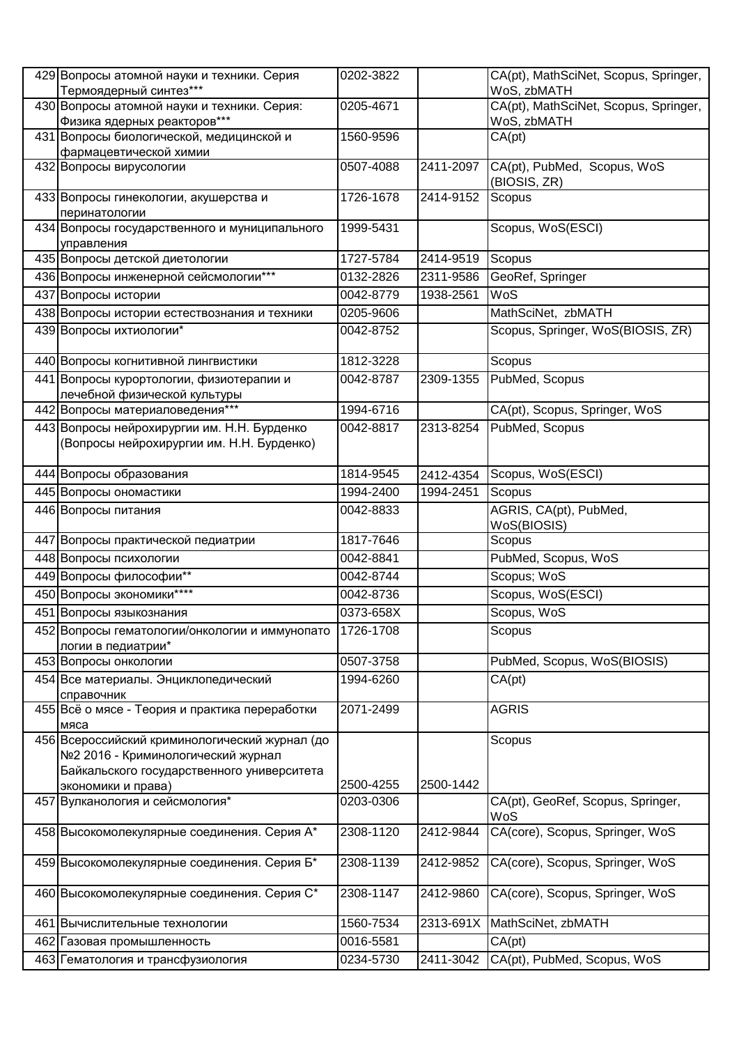| | | | | |
|---|---|---|---|---|
| 429 | Вопросы атомной науки и техники. Серия Термоядерный синтез*** | 0202-3822 | | CA(pt), MathSciNet, Scopus, Springer, WoS, zbMATH |
| 430 | Вопросы атомной науки и техники. Серия: Физика ядерных реакторов*** | 0205-4671 | | CA(pt), MathSciNet, Scopus, Springer, WoS, zbMATH |
| 431 | Вопросы биологической, медицинской и фармацевтической химии | 1560-9596 | | CA(pt) |
| 432 | Вопросы вирусологии | 0507-4088 | 2411-2097 | CA(pt), PubMed, Scopus, WoS (BIOSIS, ZR) |
| 433 | Вопросы гинекологии, акушерства и перинатологии | 1726-1678 | 2414-9152 | Scopus |
| 434 | Вопросы государственного и муниципального управления | 1999-5431 | | Scopus, WoS(ESCI) |
| 435 | Вопросы детской диетологии | 1727-5784 | 2414-9519 | Scopus |
| 436 | Вопросы инженерной сейсмологии*** | 0132-2826 | 2311-9586 | GeoRef, Springer |
| 437 | Вопросы истории | 0042-8779 | 1938-2561 | WoS |
| 438 | Вопросы истории естествознания и техники | 0205-9606 | | MathSciNet, zbMATH |
| 439 | Вопросы ихтиологии* | 0042-8752 | | Scopus, Springer, WoS(BIOSIS, ZR) |
| 440 | Вопросы когнитивной лингвистики | 1812-3228 | | Scopus |
| 441 | Вопросы курортологии, физиотерапии и лечебной физической культуры | 0042-8787 | 2309-1355 | PubMed, Scopus |
| 442 | Вопросы материаловедения*** | 1994-6716 | | CA(pt), Scopus, Springer, WoS |
| 443 | Вопросы нейрохирургии им. Н.Н. Бурденко (Вопросы нейрохирургии им. Н.Н. Бурденко) | 0042-8817 | 2313-8254 | PubMed, Scopus |
| 444 | Вопросы образования | 1814-9545 | 2412-4354 | Scopus, WoS(ESCI) |
| 445 | Вопросы ономастики | 1994-2400 | 1994-2451 | Scopus |
| 446 | Вопросы питания | 0042-8833 | | AGRIS, CA(pt), PubMed, WoS(BIOSIS) |
| 447 | Вопросы практической педиатрии | 1817-7646 | | Scopus |
| 448 | Вопросы психологии | 0042-8841 | | PubMed, Scopus, WoS |
| 449 | Вопросы философии** | 0042-8744 | | Scopus; WoS |
| 450 | Вопросы экономики**** | 0042-8736 | | Scopus, WoS(ESCI) |
| 451 | Вопросы языкознания | 0373-658X | | Scopus, WoS |
| 452 | Вопросы гематологии/онкологии и иммунопато логии в педиатрии* | 1726-1708 | | Scopus |
| 453 | Вопросы онкологии | 0507-3758 | | PubMed, Scopus, WoS(BIOSIS) |
| 454 | Все материалы. Энциклопедический справочник | 1994-6260 | | CA(pt) |
| 455 | Всё о мясе - Теория и практика переработки мяса | 2071-2499 | | AGRIS |
| 456 | Всероссийский криминологический журнал (до №2 2016 - Криминологический журнал Байкальского государственного университета экономики и права) | 2500-4255 | 2500-1442 | Scopus |
| 457 | Вулканология и сейсмология* | 0203-0306 | | CA(pt), GeoRef, Scopus, Springer, WoS |
| 458 | Высокомолекулярные соединения. Серия А* | 2308-1120 | 2412-9844 | CA(core), Scopus, Springer, WoS |
| 459 | Высокомолекулярные соединения. Серия Б* | 2308-1139 | 2412-9852 | CA(core), Scopus, Springer, WoS |
| 460 | Высокомолекулярные соединения. Серия С* | 2308-1147 | 2412-9860 | CA(core), Scopus, Springer, WoS |
| 461 | Вычислительные технологии | 1560-7534 | 2313-691X | MathSciNet, zbMATH |
| 462 | Газовая промышленность | 0016-5581 | | CA(pt) |
| 463 | Гематология и трансфузиология | 0234-5730 | 2411-3042 | CA(pt), PubMed, Scopus, WoS |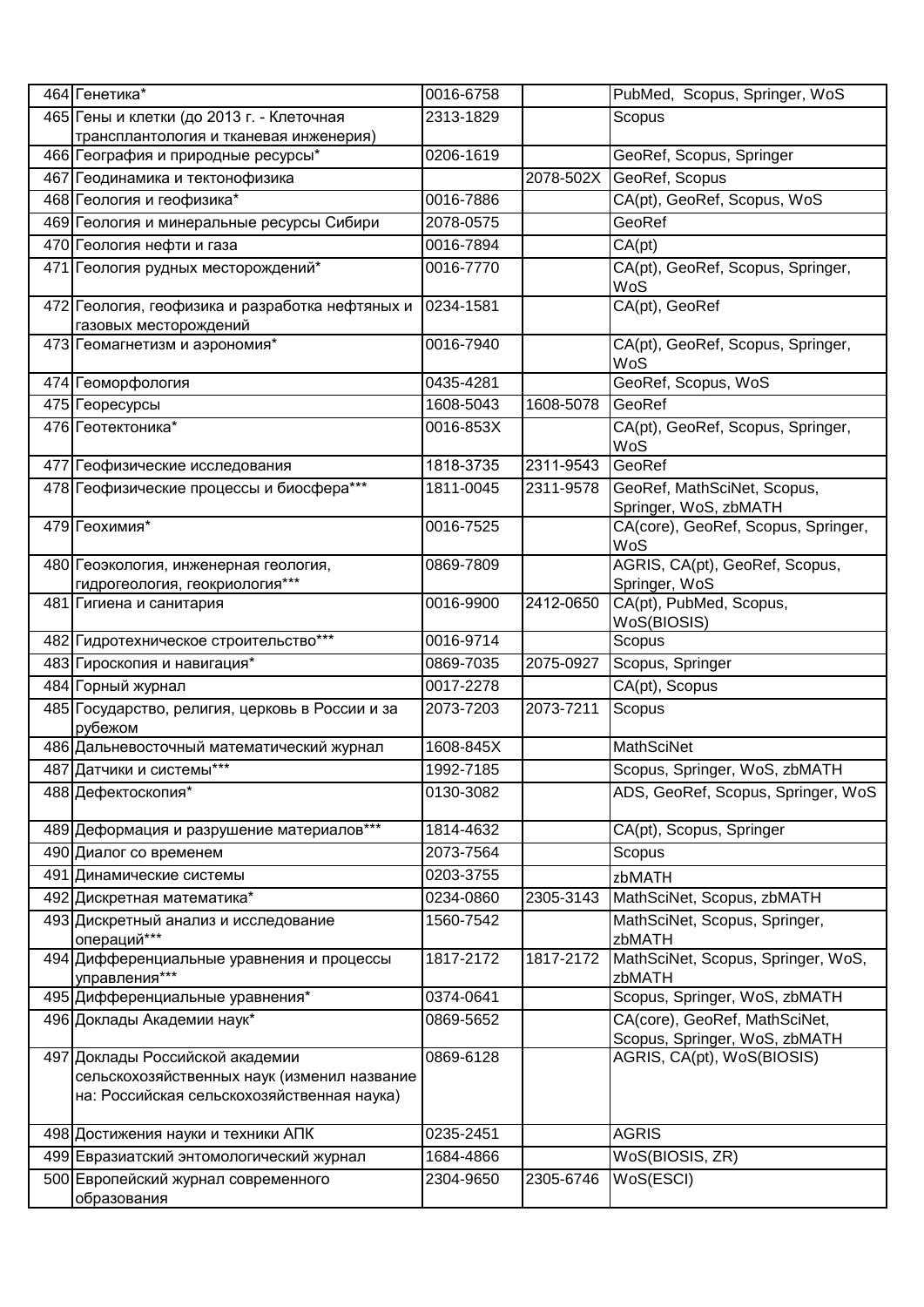| | | | | |
|---|---|---|---|---|
| 464 | Генетика* | 0016-6758 | | PubMed, Scopus, Springer, WoS |
| 465 | Гены и клетки (до 2013 г. - Клеточная трансплантология и тканевая инженерия) | 2313-1829 | | Scopus |
| 466 | География и природные ресурсы* | 0206-1619 | | GeoRef, Scopus, Springer |
| 467 | Геодинамика и тектонофизика | | 2078-502X | GeoRef, Scopus |
| 468 | Геология и геофизика* | 0016-7886 | | CA(pt), GeoRef, Scopus, WoS |
| 469 | Геология и минеральные ресурсы Сибири | 2078-0575 | | GeoRef |
| 470 | Геология нефти и газа | 0016-7894 | | CA(pt) |
| 471 | Геология рудных месторождений* | 0016-7770 | | CA(pt), GeoRef, Scopus, Springer, WoS |
| 472 | Геология, геофизика и разработка нефтяных и газовых месторождений | 0234-1581 | | CA(pt), GeoRef |
| 473 | Геомагнетизм и аэрономия* | 0016-7940 | | CA(pt), GeoRef, Scopus, Springer, WoS |
| 474 | Геоморфология | 0435-4281 | | GeoRef, Scopus, WoS |
| 475 | Георесурсы | 1608-5043 | 1608-5078 | GeoRef |
| 476 | Геотектоника* | 0016-853X | | CA(pt), GeoRef, Scopus, Springer, WoS |
| 477 | Геофизические исследования | 1818-3735 | 2311-9543 | GeoRef |
| 478 | Геофизические процессы и биосфера*** | 1811-0045 | 2311-9578 | GeoRef, MathSciNet, Scopus, Springer, WoS, zbMATH |
| 479 | Геохимия* | 0016-7525 | | CA(core), GeoRef, Scopus, Springer, WoS |
| 480 | Геоэкология, инженерная геология, гидрогеология, геокриология*** | 0869-7809 | | AGRIS, CA(pt), GeoRef, Scopus, Springer, WoS |
| 481 | Гигиена и санитария | 0016-9900 | 2412-0650 | CA(pt), PubMed, Scopus, WoS(BIOSIS) |
| 482 | Гидротехническое строительство*** | 0016-9714 | | Scopus |
| 483 | Гироскопия и навигация* | 0869-7035 | 2075-0927 | Scopus, Springer |
| 484 | Горный журнал | 0017-2278 | | CA(pt), Scopus |
| 485 | Государство, религия, церковь в России и за рубежом | 2073-7203 | 2073-7211 | Scopus |
| 486 | Дальневосточный математический журнал | 1608-845X | | MathSciNet |
| 487 | Датчики и системы*** | 1992-7185 | | Scopus, Springer, WoS, zbMATH |
| 488 | Дефектоскопия* | 0130-3082 | | ADS, GeoRef, Scopus, Springer, WoS |
| 489 | Деформация и разрушение материалов*** | 1814-4632 | | CA(pt), Scopus, Springer |
| 490 | Диалог со временем | 2073-7564 | | Scopus |
| 491 | Динамические системы | 0203-3755 | | zbMATH |
| 492 | Дискретная математика* | 0234-0860 | 2305-3143 | MathSciNet, Scopus, zbMATH |
| 493 | Дискретный анализ и исследование операций*** | 1560-7542 | | MathSciNet, Scopus, Springer, zbMATH |
| 494 | Дифференциальные уравнения и процессы управления*** | 1817-2172 | 1817-2172 | MathSciNet, Scopus, Springer, WoS, zbMATH |
| 495 | Дифференциальные уравнения* | 0374-0641 | | Scopus, Springer, WoS, zbMATH |
| 496 | Доклады Академии наук* | 0869-5652 | | CA(core), GeoRef, MathSciNet, Scopus, Springer, WoS, zbMATH |
| 497 | Доклады Российской академии сельскохозяйственных наук (изменил название на: Российская сельскохозяйственная наука) | 0869-6128 | | AGRIS, CA(pt), WoS(BIOSIS) |
| 498 | Достижения науки и техники АПК | 0235-2451 | | AGRIS |
| 499 | Евразиатский энтомологический журнал | 1684-4866 | | WoS(BIOSIS, ZR) |
| 500 | Европейский журнал современного образования | 2304-9650 | 2305-6746 | WoS(ESCI) |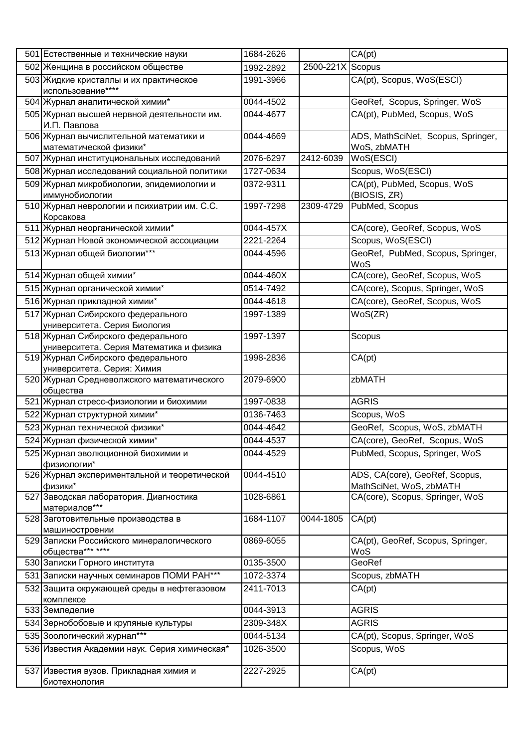| | | | | |
|---|---|---|---|---|
| 501 | Естественные и технические науки | 1684-2626 | | CA(pt) |
| 502 | Женщина в российском обществе | 1992-2892 | 2500-221X | Scopus |
| 503 | Жидкие кристаллы и их практическое использование**** | 1991-3966 | | CA(pt), Scopus, WoS(ESCI) |
| 504 | Журнал аналитической химии* | 0044-4502 | | GeoRef, Scopus, Springer, WoS |
| 505 | Журнал высшей нервной деятельности им. И.П. Павлова | 0044-4677 | | CA(pt), PubMed, Scopus, WoS |
| 506 | Журнал вычислительной математики и математической физики* | 0044-4669 | | ADS, MathSciNet, Scopus, Springer, WoS, zbMATH |
| 507 | Журнал институциональных исследований | 2076-6297 | 2412-6039 | WoS(ESCI) |
| 508 | Журнал исследований социальной политики | 1727-0634 | | Scopus, WoS(ESCI) |
| 509 | Журнал микробиологии, эпидемиологии и иммунобиологии | 0372-9311 | | CA(pt), PubMed, Scopus, WoS (BIOSIS, ZR) |
| 510 | Журнал неврологии и психиатрии им. С.С. Корсакова | 1997-7298 | 2309-4729 | PubMed, Scopus |
| 511 | Журнал неорганической химии* | 0044-457X | | CA(core), GeoRef, Scopus, WoS |
| 512 | Журнал Новой экономической ассоциации | 2221-2264 | | Scopus, WoS(ESCI) |
| 513 | Журнал общей биологии*** | 0044-4596 | | GeoRef, PubMed, Scopus, Springer, WoS |
| 514 | Журнал общей химии* | 0044-460X | | CA(core), GeoRef, Scopus, WoS |
| 515 | Журнал органической химии* | 0514-7492 | | CA(core), Scopus, Springer, WoS |
| 516 | Журнал прикладной химии* | 0044-4618 | | CA(core), GeoRef, Scopus, WoS |
| 517 | Журнал Сибирского федерального университета. Серия Биология | 1997-1389 | | WoS(ZR) |
| 518 | Журнал Сибирского федерального университета. Серия Математика и физика | 1997-1397 | | Scopus |
| 519 | Журнал Сибирского федерального университета. Серия: Химия | 1998-2836 | | CA(pt) |
| 520 | Журнал Средневолжского математического общества | 2079-6900 | | zbMATH |
| 521 | Журнал стресс-физиологии и биохимии | 1997-0838 | | AGRIS |
| 522 | Журнал структурной химии* | 0136-7463 | | Scopus, WoS |
| 523 | Журнал технической физики* | 0044-4642 | | GeoRef, Scopus, WoS, zbMATH |
| 524 | Журнал физической химии* | 0044-4537 | | CA(core), GeoRef, Scopus, WoS |
| 525 | Журнал эволюционной биохимии и физиологии* | 0044-4529 | | PubMed, Scopus, Springer, WoS |
| 526 | Журнал экспериментальной и теоретической физики* | 0044-4510 | | ADS, CA(core), GeoRef, Scopus, MathSciNet, WoS, zbMATH |
| 527 | Заводская лаборатория. Диагностика материалов*** | 1028-6861 | | CA(core), Scopus, Springer, WoS |
| 528 | Заготовительные производства в машиностроении | 1684-1107 | 0044-1805 | CA(pt) |
| 529 | Записки Российского минералогического общества*** **** | 0869-6055 | | CA(pt), GeoRef, Scopus, Springer, WoS |
| 530 | Записки Горного института | 0135-3500 | | GeoRef |
| 531 | Записки научных семинаров ПОМИ РАН*** | 1072-3374 | | Scopus, zbMATH |
| 532 | Защита окружающей среды в нефтегазовом комплексе | 2411-7013 | | CA(pt) |
| 533 | Земледелие | 0044-3913 | | AGRIS |
| 534 | Зернобобовые и крупяные культуры | 2309-348X | | AGRIS |
| 535 | Зоологический журнал*** | 0044-5134 | | CA(pt), Scopus, Springer, WoS |
| 536 | Известия Академии наук. Серия химическая* | 1026-3500 | | Scopus, WoS |
| 537 | Известия вузов. Прикладная химия и биотехнология | 2227-2925 | | CA(pt) |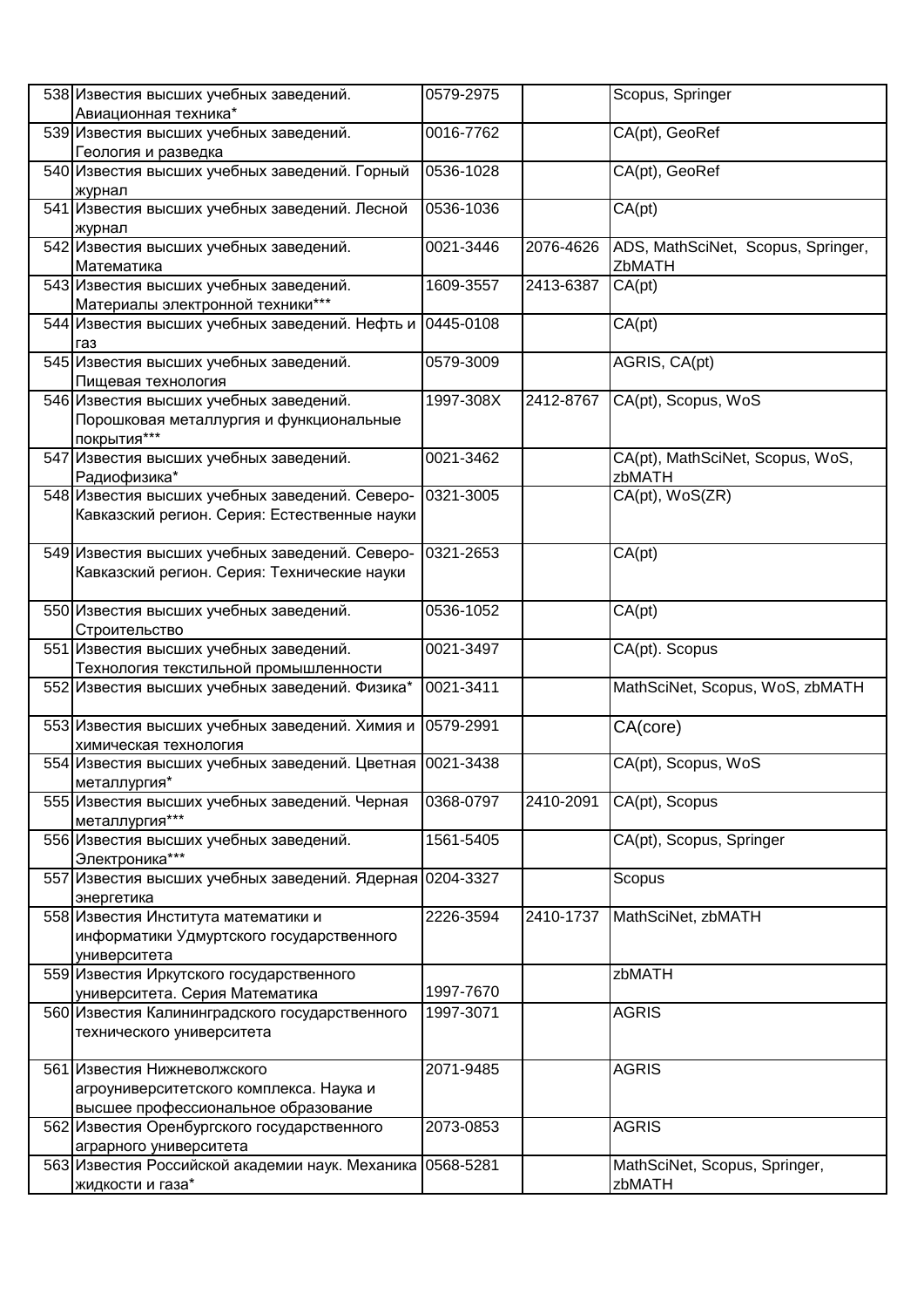| | | | | |
|---|---|---|---|---|
| 538 | Известия высших учебных заведений. Авиационная техника* | 0579-2975 | | Scopus, Springer |
| 539 | Известия высших учебных заведений. Геология и разведка | 0016-7762 | | CA(pt), GeoRef |
| 540 | Известия высших учебных заведений. Горный журнал | 0536-1028 | | CA(pt), GeoRef |
| 541 | Известия высших учебных заведений. Лесной журнал | 0536-1036 | | CA(pt) |
| 542 | Известия высших учебных заведений. Математика | 0021-3446 | 2076-4626 | ADS, MathSciNet, Scopus, Springer, ZbMATH |
| 543 | Известия высших учебных заведений. Материалы электронной техники*** | 1609-3557 | 2413-6387 | CA(pt) |
| 544 | Известия высших учебных заведений. Нефть и газ | 0445-0108 | | CA(pt) |
| 545 | Известия высших учебных заведений. Пищевая технология | 0579-3009 | | AGRIS, CA(pt) |
| 546 | Известия высших учебных заведений. Порошковая металлургия и функциональные покрытия*** | 1997-308X | 2412-8767 | CA(pt), Scopus, WoS |
| 547 | Известия высших учебных заведений. Радиофизика* | 0021-3462 | | CA(pt), MathSciNet, Scopus, WoS, zbMATH |
| 548 | Известия высших учебных заведений. Северо-Кавказский регион. Серия: Естественные науки | 0321-3005 | | CA(pt), WoS(ZR) |
| 549 | Известия высших учебных заведений. Северо-Кавказский регион. Серия: Технические науки | 0321-2653 | | CA(pt) |
| 550 | Известия высших учебных заведений. Строительство | 0536-1052 | | CA(pt) |
| 551 | Известия высших учебных заведений. Технология текстильной промышленности | 0021-3497 | | CA(pt). Scopus |
| 552 | Известия высших учебных заведений. Физика* | 0021-3411 | | MathSciNet, Scopus, WoS, zbMATH |
| 553 | Известия высших учебных заведений. Химия и химическая технология | 0579-2991 | | CA(core) |
| 554 | Известия высших учебных заведений. Цветная металлургия* | 0021-3438 | | CA(pt), Scopus, WoS |
| 555 | Известия высших учебных заведений. Черная металлургия*** | 0368-0797 | 2410-2091 | CA(pt), Scopus |
| 556 | Известия высших учебных заведений. Электроника*** | 1561-5405 | | CA(pt), Scopus, Springer |
| 557 | Известия высших учебных заведений. Ядерная энергетика | 0204-3327 | | Scopus |
| 558 | Известия Института математики и информатики Удмуртского государственного университета | 2226-3594 | 2410-1737 | MathSciNet, zbMATH |
| 559 | Известия Иркутского государственного университета. Серия Математика | 1997-7670 | | zbMATH |
| 560 | Известия Калининградского государственного технического университета | 1997-3071 | | AGRIS |
| 561 | Известия Нижневолжского агроуниверситетского комплекса. Наука и высшее профессиональное образование | 2071-9485 | | AGRIS |
| 562 | Известия Оренбургского государственного аграрного университета | 2073-0853 | | AGRIS |
| 563 | Известия Российской академии наук. Механика жидкости и газа* | 0568-5281 | | MathSciNet, Scopus, Springer, zbMATH |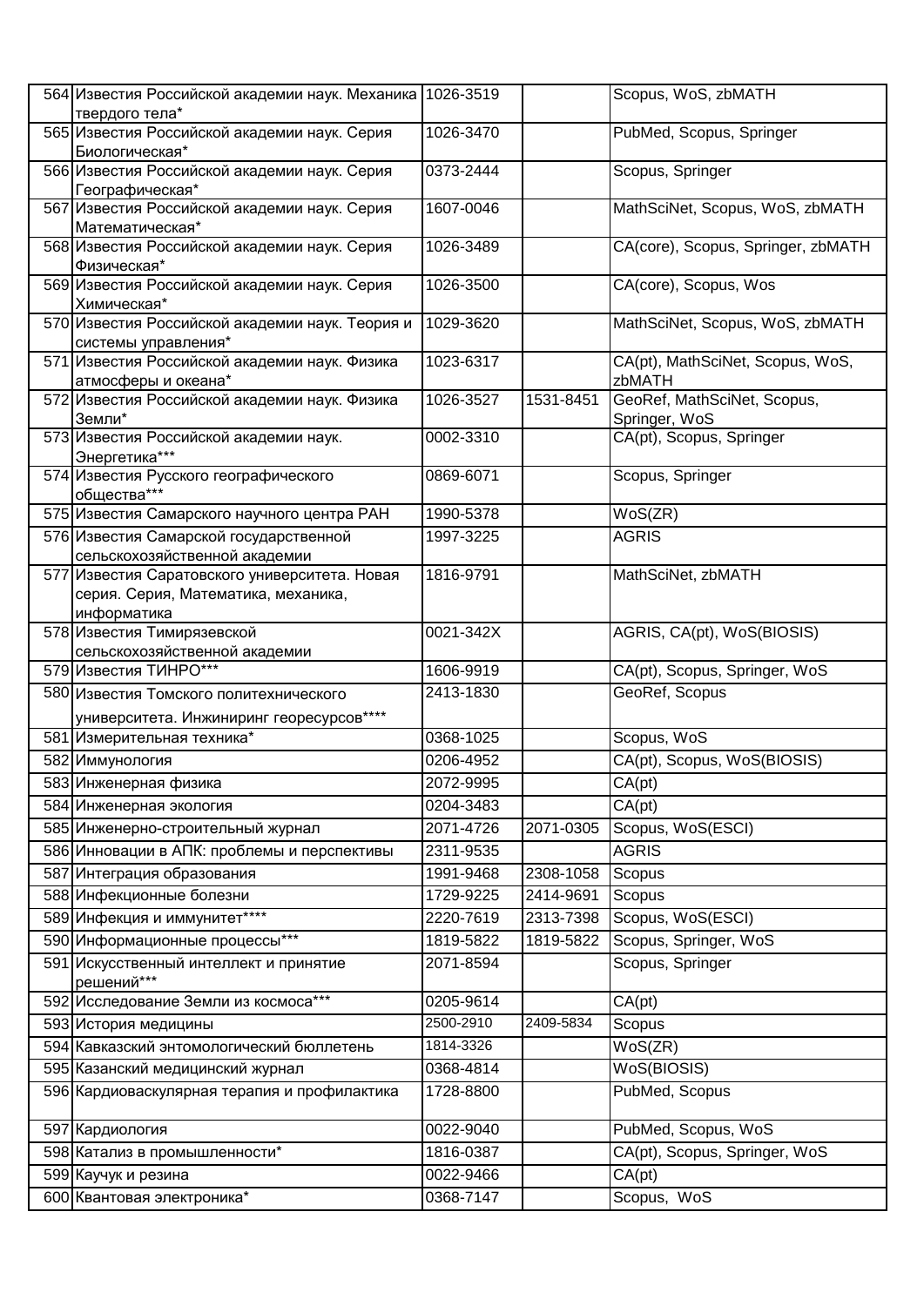| | | | | |
|---|---|---|---|---|
| 564 | Известия Российской академии наук. Механика твердого тела* | 1026-3519 | | Scopus, WoS, zbMATH |
| 565 | Известия Российской академии наук. Серия Биологическая* | 1026-3470 | | PubMed, Scopus, Springer |
| 566 | Известия Российской академии наук. Серия Географическая* | 0373-2444 | | Scopus, Springer |
| 567 | Известия Российской академии наук. Серия Математическая* | 1607-0046 | | MathSciNet, Scopus, WoS, zbMATH |
| 568 | Известия Российской академии наук. Серия Физическая* | 1026-3489 | | CA(core), Scopus, Springer, zbMATH |
| 569 | Известия Российской академии наук. Серия Химическая* | 1026-3500 | | CA(core), Scopus, Wos |
| 570 | Известия Российской академии наук. Теория и системы управления* | 1029-3620 | | MathSciNet, Scopus, WoS, zbMATH |
| 571 | Известия Российской академии наук. Физика атмосферы и океана* | 1023-6317 | | CA(pt), MathSciNet, Scopus, WoS, zbMATH |
| 572 | Известия Российской академии наук. Физика Земли* | 1026-3527 | 1531-8451 | GeoRef, MathSciNet, Scopus, Springer, WoS |
| 573 | Известия Российской академии наук. Энергетика*** | 0002-3310 | | CA(pt), Scopus, Springer |
| 574 | Известия Русского географического общества*** | 0869-6071 | | Scopus, Springer |
| 575 | Известия Самарского научного центра РАН | 1990-5378 | | WoS(ZR) |
| 576 | Известия Самарской государственной сельскохозяйственной академии | 1997-3225 | | AGRIS |
| 577 | Известия Саратовского университета. Новая серия. Серия, Математика, механика, информатика | 1816-9791 | | MathSciNet, zbMATH |
| 578 | Известия Тимирязевской сельскохозяйственной академии | 0021-342X | | AGRIS, CA(pt), WoS(BIOSIS) |
| 579 | Известия ТИНРО*** | 1606-9919 | | CA(pt), Scopus, Springer, WoS |
| 580 | Известия Томского политехнического университета. Инжиниринг георесурсов**** | 2413-1830 | | GeoRef, Scopus |
| 581 | Измерительная техника* | 0368-1025 | | Scopus, WoS |
| 582 | Иммунология | 0206-4952 | | CA(pt), Scopus, WoS(BIOSIS) |
| 583 | Инженерная физика | 2072-9995 | | CA(pt) |
| 584 | Инженерная экология | 0204-3483 | | CA(pt) |
| 585 | Инженерно-строительный журнал | 2071-4726 | 2071-0305 | Scopus, WoS(ESCI) |
| 586 | Инновации в АПК: проблемы и перспективы | 2311-9535 | | AGRIS |
| 587 | Интеграция образования | 1991-9468 | 2308-1058 | Scopus |
| 588 | Инфекционные болезни | 1729-9225 | 2414-9691 | Scopus |
| 589 | Инфекция и иммунитет**** | 2220-7619 | 2313-7398 | Scopus, WoS(ESCI) |
| 590 | Информационные процессы*** | 1819-5822 | 1819-5822 | Scopus, Springer, WoS |
| 591 | Искусственный интеллект и принятие решений*** | 2071-8594 | | Scopus, Springer |
| 592 | Исследование Земли из космоса*** | 0205-9614 | | CA(pt) |
| 593 | История медицины | 2500-2910 | 2409-5834 | Scopus |
| 594 | Кавказский энтомологический бюллетень | 1814-3326 | | WoS(ZR) |
| 595 | Казанский медицинский журнал | 0368-4814 | | WoS(BIOSIS) |
| 596 | Кардиоваскулярная терапия и профилактика | 1728-8800 | | PubMed, Scopus |
| 597 | Кардиология | 0022-9040 | | PubMed, Scopus, WoS |
| 598 | Катализ в промышленности* | 1816-0387 | | CA(pt), Scopus, Springer, WoS |
| 599 | Каучук и резина | 0022-9466 | | CA(pt) |
| 600 | Квантовая электроника* | 0368-7147 | | Scopus, WoS |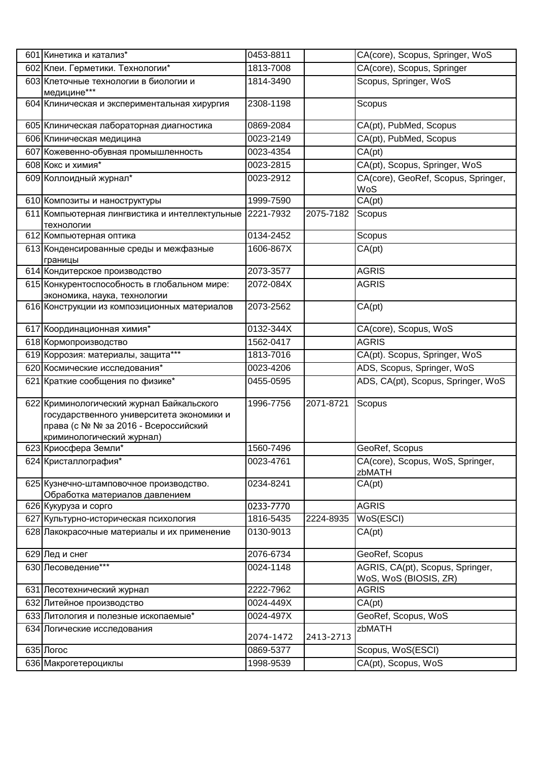| | | | | |
|---|---|---|---|---|
| 601 | Кинетика и катализ* | 0453-8811 | | CA(core), Scopus, Springer, WoS |
| 602 | Клеи. Герметики. Технологии* | 1813-7008 | | CA(core), Scopus, Springer |
| 603 | Клеточные технологии в биологии и медицине*** | 1814-3490 | | Scopus, Springer, WoS |
| 604 | Клиническая и экспериментальная хирургия | 2308-1198 | | Scopus |
| 605 | Клиническая лабораторная диагностика | 0869-2084 | | CA(pt), PubMed, Scopus |
| 606 | Клиническая медицина | 0023-2149 | | CA(pt), PubMed, Scopus |
| 607 | Кожевенно-обувная промышленность | 0023-4354 | | CA(pt) |
| 608 | Кокс и химия* | 0023-2815 | | CA(pt), Scopus, Springer, WoS |
| 609 | Коллоидный журнал* | 0023-2912 | | CA(core), GeoRef, Scopus, Springer, WoS |
| 610 | Композиты и наноструктуры | 1999-7590 | | CA(pt) |
| 611 | Компьютерная лингвистика и интеллектульные технологии | 2221-7932 | 2075-7182 | Scopus |
| 612 | Компьютерная оптика | 0134-2452 | | Scopus |
| 613 | Конденсированные среды и межфазные границы | 1606-867X | | CA(pt) |
| 614 | Кондитерское производство | 2073-3577 | | AGRIS |
| 615 | Конкурентоспособность в глобальном мире: экономика, наука, технологии | 2072-084X | | AGRIS |
| 616 | Конструкции из композиционных материалов | 2073-2562 | | CA(pt) |
| 617 | Координационная химия* | 0132-344X | | CA(core), Scopus, WoS |
| 618 | Кормопроизводство | 1562-0417 | | AGRIS |
| 619 | Коррозия: материалы, защита*** | 1813-7016 | | CA(pt). Scopus, Springer, WoS |
| 620 | Космические исследования* | 0023-4206 | | ADS, Scopus, Springer, WoS |
| 621 | Краткие сообщения по физике* | 0455-0595 | | ADS, CA(pt), Scopus, Springer, WoS |
| 622 | Криминологический журнал Байкальского государственного университета экономики и права (с № № за 2016 - Всероссийский криминологический журнал) | 1996-7756 | 2071-8721 | Scopus |
| 623 | Криосфера Земли* | 1560-7496 | | GeoRef, Scopus |
| 624 | Кристаллография* | 0023-4761 | | CA(core), Scopus, WoS, Springer, zbMATH |
| 625 | Кузнечно-штамповочное производство. Обработка материалов давлением | 0234-8241 | | CA(pt) |
| 626 | Кукуруза и сорго | 0233-7770 | | AGRIS |
| 627 | Культурно-историческая психология | 1816-5435 | 2224-8935 | WoS(ESCI) |
| 628 | Лакокрасочные материалы и их применение | 0130-9013 | | CA(pt) |
| 629 | Лед и снег | 2076-6734 | | GeoRef, Scopus |
| 630 | Лесоведение*** | 0024-1148 | | AGRIS, CA(pt), Scopus, Springer, WoS, WoS (BIOSIS, ZR) |
| 631 | Лесотехнический журнал | 2222-7962 | | AGRIS |
| 632 | Литейное производство | 0024-449X | | CA(pt) |
| 633 | Литология и полезные ископаемые* | 0024-497X | | GeoRef, Scopus, WoS |
| 634 | Логические исследования | 2074-1472 | 2413-2713 | zbMATH |
| 635 | Логос | 0869-5377 | | Scopus, WoS(ESCI) |
| 636 | Макрогетероциклы | 1998-9539 | | CA(pt), Scopus, WoS |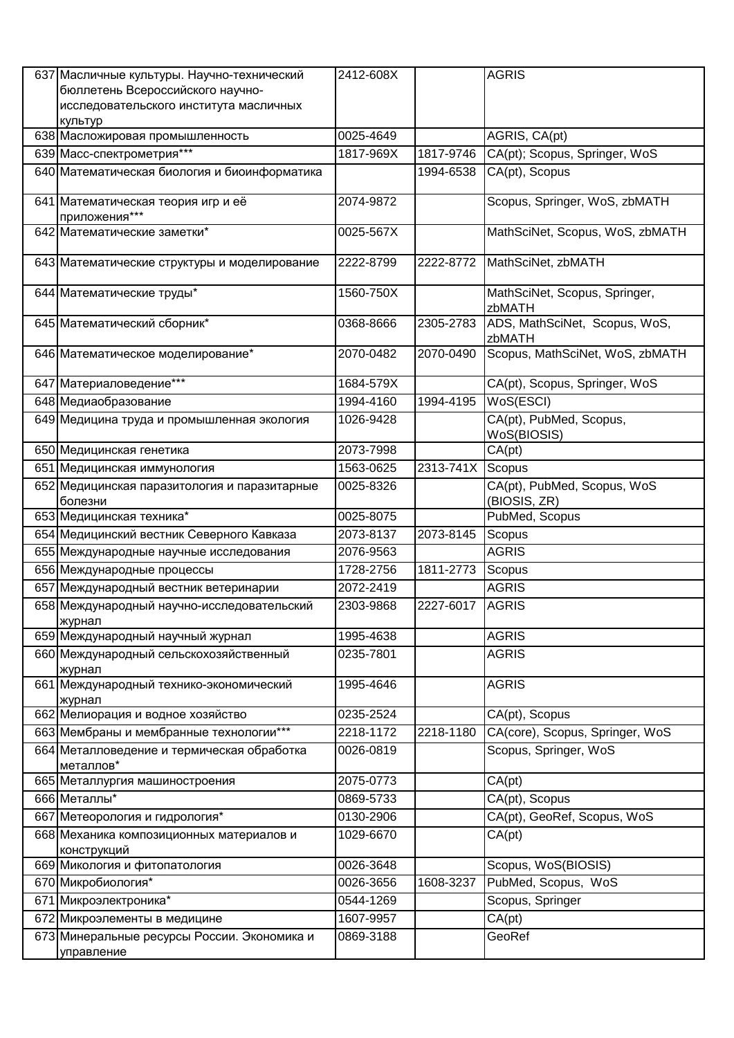| | | | | |
|---|---|---|---|---|
| 637 | Масличные культуры. Научно-технический бюллетень Всероссийского научно-исследовательского института масличных культур | 2412-608X | | AGRIS |
| 638 | Масложировая промышленность | 0025-4649 | | AGRIS, CA(pt) |
| 639 | Масс-спектрометрия*** | 1817-969X | 1817-9746 | CA(pt); Scopus, Springer, WoS |
| 640 | Математическая биология и биоинформатика | | 1994-6538 | CA(pt), Scopus |
| 641 | Математическая теория игр и её приложения*** | 2074-9872 | | Scopus, Springer, WoS, zbMATH |
| 642 | Математические заметки* | 0025-567X | | MathSciNet, Scopus, WoS, zbMATH |
| 643 | Математические структуры и моделирование | 2222-8799 | 2222-8772 | MathSciNet, zbMATH |
| 644 | Математические труды* | 1560-750X | | MathSciNet, Scopus, Springer, zbMATH |
| 645 | Математический сборник* | 0368-8666 | 2305-2783 | ADS, MathSciNet, Scopus, WoS, zbMATH |
| 646 | Математическое моделирование* | 2070-0482 | 2070-0490 | Scopus, MathSciNet, WoS, zbMATH |
| 647 | Материаловедение*** | 1684-579X | | CA(pt), Scopus, Springer, WoS |
| 648 | Медиаобразование | 1994-4160 | 1994-4195 | WoS(ESCI) |
| 649 | Медицина труда и промышленная экология | 1026-9428 | | CA(pt), PubMed, Scopus, WoS(BIOSIS) |
| 650 | Медицинская генетика | 2073-7998 | | CA(pt) |
| 651 | Медицинская иммунология | 1563-0625 | 2313-741X | Scopus |
| 652 | Медицинская паразитология и паразитарные болезни | 0025-8326 | | CA(pt), PubMed, Scopus, WoS (BIOSIS, ZR) |
| 653 | Медицинская техника* | 0025-8075 | | PubMed, Scopus |
| 654 | Медицинский вестник Северного Кавказа | 2073-8137 | 2073-8145 | Scopus |
| 655 | Международные научные исследования | 2076-9563 | | AGRIS |
| 656 | Международные процессы | 1728-2756 | 1811-2773 | Scopus |
| 657 | Международный вестник ветеринарии | 2072-2419 | | AGRIS |
| 658 | Международный научно-исследовательский журнал | 2303-9868 | 2227-6017 | AGRIS |
| 659 | Международный научный журнал | 1995-4638 | | AGRIS |
| 660 | Международный сельскохозяйственный журнал | 0235-7801 | | AGRIS |
| 661 | Международный технико-экономический журнал | 1995-4646 | | AGRIS |
| 662 | Мелиорация и водное хозяйство | 0235-2524 | | CA(pt), Scopus |
| 663 | Мембраны и мембранные технологии*** | 2218-1172 | 2218-1180 | CA(core), Scopus, Springer, WoS |
| 664 | Металловедение и термическая обработка металлов* | 0026-0819 | | Scopus, Springer, WoS |
| 665 | Металлургия машиностроения | 2075-0773 | | CA(pt) |
| 666 | Металлы* | 0869-5733 | | CA(pt), Scopus |
| 667 | Метеорология и гидрология* | 0130-2906 | | CA(pt), GeoRef, Scopus, WoS |
| 668 | Механика композиционных материалов и конструкций | 1029-6670 | | CA(pt) |
| 669 | Микология и фитопатология | 0026-3648 | | Scopus, WoS(BIOSIS) |
| 670 | Микробиология* | 0026-3656 | 1608-3237 | PubMed, Scopus, WoS |
| 671 | Микроэлектроника* | 0544-1269 | | Scopus, Springer |
| 672 | Микроэлементы в медицине | 1607-9957 | | CA(pt) |
| 673 | Минеральные ресурсы России. Экономика и управление | 0869-3188 | | GeoRef |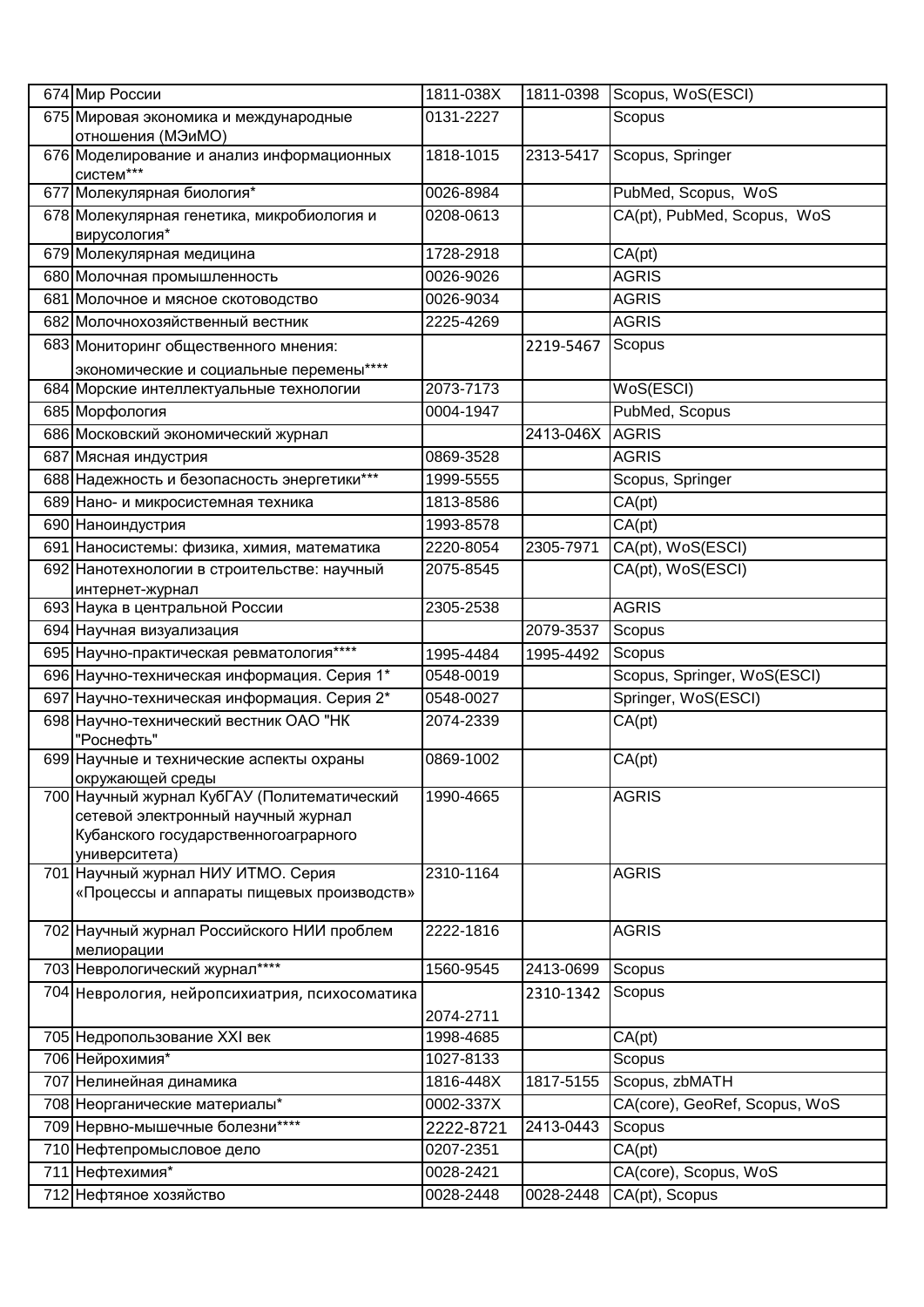| | | | | |
|---|---|---|---|---|
| 674 | Мир России | 1811-038X | 1811-0398 | Scopus, WoS(ESCI) |
| 675 | Мировая экономика и международные отношения (МЭиМО) | 0131-2227 | | Scopus |
| 676 | Моделирование и анализ информационных систем*** | 1818-1015 | 2313-5417 | Scopus, Springer |
| 677 | Молекулярная биология* | 0026-8984 | | PubMed, Scopus, WoS |
| 678 | Молекулярная генетика, микробиология и вирусология* | 0208-0613 | | CA(pt), PubMed, Scopus, WoS |
| 679 | Молекулярная медицина | 1728-2918 | | CA(pt) |
| 680 | Молочная промышленность | 0026-9026 | | AGRIS |
| 681 | Молочное и мясное скотоводство | 0026-9034 | | AGRIS |
| 682 | Молочнохозяйственный вестник | 2225-4269 | | AGRIS |
| 683 | Мониторинг общественного мнения: экономические и социальные перемены**** | | 2219-5467 | Scopus |
| 684 | Морские интеллектуальные технологии | 2073-7173 | | WoS(ESCI) |
| 685 | Морфология | 0004-1947 | | PubMed, Scopus |
| 686 | Московский экономический журнал | | 2413-046X | AGRIS |
| 687 | Мясная индустрия | 0869-3528 | | AGRIS |
| 688 | Надежность и безопасность энергетики*** | 1999-5555 | | Scopus, Springer |
| 689 | Нано- и микросистемная техника | 1813-8586 | | CA(pt) |
| 690 | Наноиндустрия | 1993-8578 | | CA(pt) |
| 691 | Наносистемы: физика, химия, математика | 2220-8054 | 2305-7971 | CA(pt), WoS(ESCI) |
| 692 | Нанотехнологии в строительстве: научный интернет-журнал | 2075-8545 | | CA(pt), WoS(ESCI) |
| 693 | Наука в центральной России | 2305-2538 | | AGRIS |
| 694 | Научная визуализация | | 2079-3537 | Scopus |
| 695 | Научно-практическая ревматология**** | 1995-4484 | 1995-4492 | Scopus |
| 696 | Научно-техническая информация. Серия 1* | 0548-0019 | | Scopus, Springer, WoS(ESCI) |
| 697 | Научно-техническая информация. Серия 2* | 0548-0027 | | Springer, WoS(ESCI) |
| 698 | Научно-технический вестник ОАО "НК "Роснефть" | 2074-2339 | | CA(pt) |
| 699 | Научные и технические аспекты охраны окружающей среды | 0869-1002 | | CA(pt) |
| 700 | Научный журнал КубГАУ (Политематический сетевой электронный научный журнал Кубанского государственногоаграрного университета) | 1990-4665 | | AGRIS |
| 701 | Научный журнал НИУ ИТМО. Серия «Процессы и аппараты пищевых производств» | 2310-1164 | | AGRIS |
| 702 | Научный журнал Российского НИИ проблем мелиорации | 2222-1816 | | AGRIS |
| 703 | Неврологический журнал**** | 1560-9545 | 2413-0699 | Scopus |
| 704 | Неврология, нейропсихиатрия, психосоматика | 2074-2711 | 2310-1342 | Scopus |
| 705 | Недропользование XXI век | 1998-4685 | | CA(pt) |
| 706 | Нейрохимия* | 1027-8133 | | Scopus |
| 707 | Нелинейная динамика | 1816-448X | 1817-5155 | Scopus, zbMATH |
| 708 | Неорганические материалы* | 0002-337X | | CA(core), GeoRef, Scopus, WoS |
| 709 | Нервно-мышечные болезни**** | 2222-8721 | 2413-0443 | Scopus |
| 710 | Нефтепромысловое дело | 0207-2351 | | CA(pt) |
| 711 | Нефтехимия* | 0028-2421 | | CA(core), Scopus, WoS |
| 712 | Нефтяное хозяйство | 0028-2448 | 0028-2448 | CA(pt), Scopus |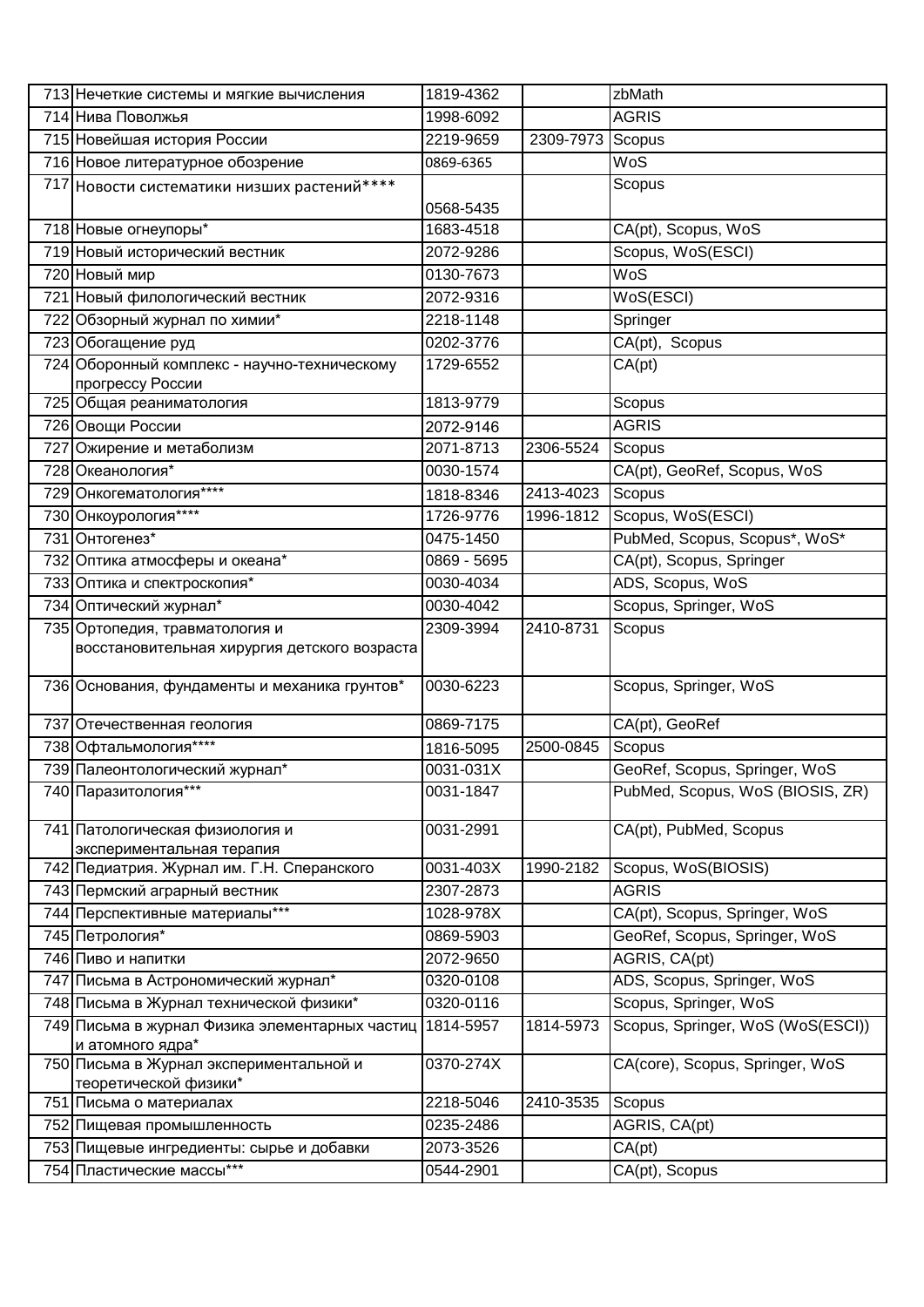| | | | | |
|---|---|---|---|---|
| 713 | Нечеткие системы и мягкие вычисления | 1819-4362 | | zbMath |
| 714 | Нива Поволжья | 1998-6092 | | AGRIS |
| 715 | Новейшая история России | 2219-9659 | 2309-7973 | Scopus |
| 716 | Новое литературное обозрение | 0869-6365 | | WoS |
| 717 | Новости систематики низших растений**** | 0568-5435 | | Scopus |
| 718 | Новые огнеупоры* | 1683-4518 | | CA(pt), Scopus, WoS |
| 719 | Новый исторический вестник | 2072-9286 | | Scopus, WoS(ESCI) |
| 720 | Новый мир | 0130-7673 | | WoS |
| 721 | Новый филологический вестник | 2072-9316 | | WoS(ESCI) |
| 722 | Обзорный журнал по химии* | 2218-1148 | | Springer |
| 723 | Обогащение руд | 0202-3776 | | CA(pt), Scopus |
| 724 | Оборонный комплекс - научно-техническому прогрессу России | 1729-6552 | | CA(pt) |
| 725 | Общая реаниматология | 1813-9779 | | Scopus |
| 726 | Овощи России | 2072-9146 | | AGRIS |
| 727 | Ожирение и метаболизм | 2071-8713 | 2306-5524 | Scopus |
| 728 | Океанология* | 0030-1574 | | CA(pt), GeoRef, Scopus, WoS |
| 729 | Онкогематология**** | 1818-8346 | 2413-4023 | Scopus |
| 730 | Онкоурология**** | 1726-9776 | 1996-1812 | Scopus, WoS(ESCI) |
| 731 | Онтогенез* | 0475-1450 | | PubMed, Scopus, Scopus*, WoS* |
| 732 | Оптика атмосферы и океана* | 0869 - 5695 | | CA(pt), Scopus, Springer |
| 733 | Оптика и спектроскопия* | 0030-4034 | | ADS, Scopus, WoS |
| 734 | Оптический журнал* | 0030-4042 | | Scopus, Springer, WoS |
| 735 | Ортопедия, травматология и восстановительная хирургия детского возраста | 2309-3994 | 2410-8731 | Scopus |
| 736 | Основания, фундаменты и механика грунтов* | 0030-6223 | | Scopus, Springer, WoS |
| 737 | Отечественная геология | 0869-7175 | | CA(pt), GeoRef |
| 738 | Офтальмология**** | 1816-5095 | 2500-0845 | Scopus |
| 739 | Палеонтологический журнал* | 0031-031X | | GeoRef, Scopus, Springer, WoS |
| 740 | Паразитология*** | 0031-1847 | | PubMed, Scopus, WoS (BIOSIS, ZR) |
| 741 | Патологическая физиология и экспериментальная терапия | 0031-2991 | | CA(pt), PubMed, Scopus |
| 742 | Педиатрия. Журнал им. Г.Н. Сперанского | 0031-403X | 1990-2182 | Scopus, WoS(BIOSIS) |
| 743 | Пермский аграрный вестник | 2307-2873 | | AGRIS |
| 744 | Перспективные материалы*** | 1028-978X | | CA(pt), Scopus, Springer, WoS |
| 745 | Петрология* | 0869-5903 | | GeoRef, Scopus, Springer, WoS |
| 746 | Пиво и напитки | 2072-9650 | | AGRIS, CA(pt) |
| 747 | Письма в Астрономический журнал* | 0320-0108 | | ADS, Scopus, Springer, WoS |
| 748 | Письма в Журнал технической физики* | 0320-0116 | | Scopus, Springer, WoS |
| 749 | Письма в журнал Физика элементарных частиц и атомного ядра* | 1814-5957 | 1814-5973 | Scopus, Springer, WoS (WoS(ESCI)) |
| 750 | Письма в Журнал экспериментальной и теоретической физики* | 0370-274X | | CA(core), Scopus, Springer, WoS |
| 751 | Письма о материалах | 2218-5046 | 2410-3535 | Scopus |
| 752 | Пищевая промышленность | 0235-2486 | | AGRIS, CA(pt) |
| 753 | Пищевые ингредиенты: сырье и добавки | 2073-3526 | | CA(pt) |
| 754 | Пластические массы*** | 0544-2901 | | CA(pt), Scopus |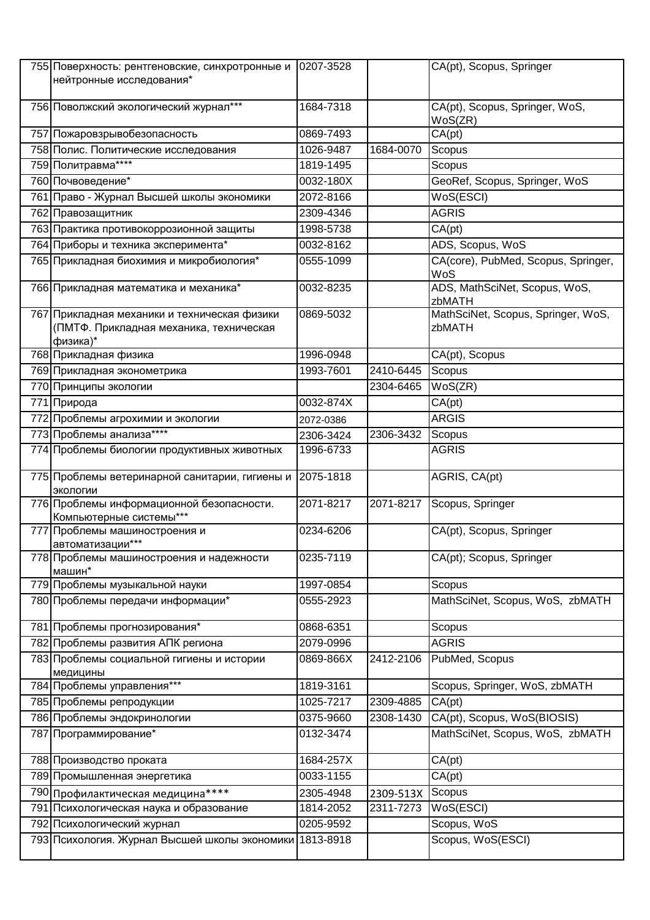| | | | | |
|---|---|---|---|---|
| 755 | Поверхность: рентгеновские, синхротронные и нейтронные исследования* | 0207-3528 | | CA(pt), Scopus, Springer |
| 756 | Поволжский экологический журнал*** | 1684-7318 | | CA(pt), Scopus, Springer, WoS, WoS(ZR) |
| 757 | Пожаровзрывобезопасность | 0869-7493 | | CA(pt) |
| 758 | Полис. Политические исследования | 1026-9487 | 1684-0070 | Scopus |
| 759 | Политравма**** | 1819-1495 | | Scopus |
| 760 | Почвоведение* | 0032-180X | | GeoRef, Scopus, Springer, WoS |
| 761 | Право - Журнал Высшей школы экономики | 2072-8166 | | WoS(ESCI) |
| 762 | Правозащитник | 2309-4346 | | AGRIS |
| 763 | Практика противокоррозионной защиты | 1998-5738 | | CA(pt) |
| 764 | Приборы и техника эксперимента* | 0032-8162 | | ADS, Scopus, WoS |
| 765 | Прикладная биохимия и микробиология* | 0555-1099 | | CA(core), PubMed, Scopus, Springer, WoS |
| 766 | Прикладная математика и механика* | 0032-8235 | | ADS, MathSciNet, Scopus, WoS, zbMATH |
| 767 | Прикладная механики и техническая физики (ПМТФ. Прикладная механика, техническая физика)* | 0869-5032 | | MathSciNet, Scopus, Springer, WoS, zbMATH |
| 768 | Прикладная физика | 1996-0948 | | CA(pt), Scopus |
| 769 | Прикладная эконометрика | 1993-7601 | 2410-6445 | Scopus |
| 770 | Принципы экологии | | 2304-6465 | WoS(ZR) |
| 771 | Природа | 0032-874X | | CA(pt) |
| 772 | Проблемы агрохимии и экологии | 2072-0386 | | ARGIS |
| 773 | Проблемы анализа**** | 2306-3424 | 2306-3432 | Scopus |
| 774 | Проблемы биологии продуктивных животных | 1996-6733 | | AGRIS |
| 775 | Проблемы ветеринарной санитарии, гигиены и экологии | 2075-1818 | | AGRIS, CA(pt) |
| 776 | Проблемы информационной безопасности. Компьютерные системы*** | 2071-8217 | 2071-8217 | Scopus, Springer |
| 777 | Проблемы машиностроения и автоматизации*** | 0234-6206 | | CA(pt), Scopus, Springer |
| 778 | Проблемы машиностроения и надежности машин* | 0235-7119 | | CA(pt); Scopus, Springer |
| 779 | Проблемы музыкальной науки | 1997-0854 | | Scopus |
| 780 | Проблемы передачи информации* | 0555-2923 | | MathSciNet, Scopus, WoS, zbMATH |
| 781 | Проблемы прогнозирования* | 0868-6351 | | Scopus |
| 782 | Проблемы развития АПК региона | 2079-0996 | | AGRIS |
| 783 | Проблемы социальной гигиены и истории медицины | 0869-866X | 2412-2106 | PubMed, Scopus |
| 784 | Проблемы управления*** | 1819-3161 | | Scopus, Springer, WoS, zbMATH |
| 785 | Проблемы репродукции | 1025-7217 | 2309-4885 | CA(pt) |
| 786 | Проблемы эндокринологии | 0375-9660 | 2308-1430 | CA(pt), Scopus, WoS(BIOSIS) |
| 787 | Программирование* | 0132-3474 | | MathSciNet, Scopus, WoS, zbMATH |
| 788 | Производство проката | 1684-257X | | CA(pt) |
| 789 | Промышленная энергетика | 0033-1155 | | CA(pt) |
| 790 | Профилактическая медицина**** | 2305-4948 | 2309-513X | Scopus |
| 791 | Психологическая наука и образование | 1814-2052 | 2311-7273 | WoS(ESCI) |
| 792 | Психологический журнал | 0205-9592 | | Scopus, WoS |
| 793 | Психология. Журнал Высшей школы экономики | 1813-8918 | | Scopus, WoS(ESCI) |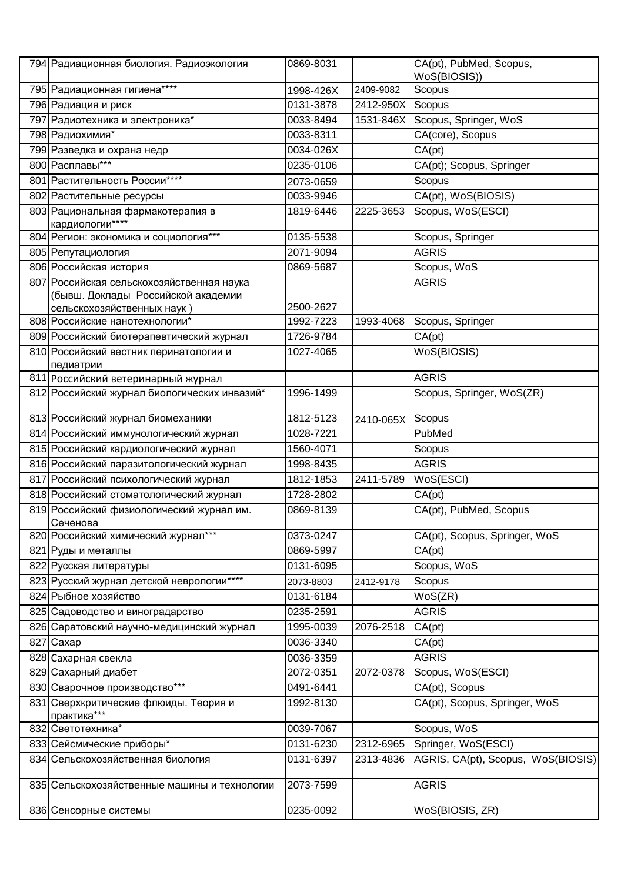| | | | | |
|---|---|---|---|---|
| 794 | Радиационная биология. Радиоэкология | 0869-8031 | | CA(pt), PubMed, Scopus, WoS(BIOSIS)) |
| 795 | Радиационная гигиена**** | 1998-426X | 2409-9082 | Scopus |
| 796 | Радиация и риск | 0131-3878 | 2412-950X | Scopus |
| 797 | Радиотехника и электроника* | 0033-8494 | 1531-846X | Scopus, Springer, WoS |
| 798 | Радиохимия* | 0033-8311 | | CA(core), Scopus |
| 799 | Разведка и охрана недр | 0034-026X | | CA(pt) |
| 800 | Расплавы*** | 0235-0106 | | CA(pt); Scopus, Springer |
| 801 | Растительность России**** | 2073-0659 | | Scopus |
| 802 | Растительные ресурсы | 0033-9946 | | CA(pt), WoS(BIOSIS) |
| 803 | Рациональная фармакотерапия в кардиологии**** | 1819-6446 | 2225-3653 | Scopus, WoS(ESCI) |
| 804 | Регион: экономика и социология*** | 0135-5538 | | Scopus, Springer |
| 805 | Репутациология | 2071-9094 | | AGRIS |
| 806 | Российская история | 0869-5687 | | Scopus, WoS |
| 807 | Российская сельскохозяйственная наука (бывш. Доклады Российской академии сельскохозяйственных наук ) | 2500-2627 | | AGRIS |
| 808 | Российские нанотехнологии* | 1992-7223 | 1993-4068 | Scopus, Springer |
| 809 | Российский биотерапевтический журнал | 1726-9784 | | CA(pt) |
| 810 | Российский вестник перинатологии и педиатрии | 1027-4065 | | WoS(BIOSIS) |
| 811 | Российский ветеринарный журнал | | | AGRIS |
| 812 | Российский журнал биологических инвазий* | 1996-1499 | | Scopus, Springer, WoS(ZR) |
| 813 | Российский журнал биомеханики | 1812-5123 | 2410-065X | Scopus |
| 814 | Российский иммунологический журнал | 1028-7221 | | PubMed |
| 815 | Российский кардиологический журнал | 1560-4071 | | Scopus |
| 816 | Российский паразитологический журнал | 1998-8435 | | AGRIS |
| 817 | Российский психологический журнал | 1812-1853 | 2411-5789 | WoS(ESCI) |
| 818 | Российский стоматологический журнал | 1728-2802 | | CA(pt) |
| 819 | Российский физиологический журнал им. Сеченова | 0869-8139 | | CA(pt), PubMed, Scopus |
| 820 | Российский химический журнал*** | 0373-0247 | | CA(pt), Scopus, Springer, WoS |
| 821 | Руды и металлы | 0869-5997 | | CA(pt) |
| 822 | Русская литературы | 0131-6095 | | Scopus, WoS |
| 823 | Русский журнал детской неврологии**** | 2073-8803 | 2412-9178 | Scopus |
| 824 | Рыбное хозяйство | 0131-6184 | | WoS(ZR) |
| 825 | Садоводство и виноградарство | 0235-2591 | | AGRIS |
| 826 | Саратовский научно-медицинский журнал | 1995-0039 | 2076-2518 | CA(pt) |
| 827 | Сахар | 0036-3340 | | CA(pt) |
| 828 | Сахарная свекла | 0036-3359 | | AGRIS |
| 829 | Сахарный диабет | 2072-0351 | 2072-0378 | Scopus, WoS(ESCI) |
| 830 | Сварочное производство*** | 0491-6441 | | CA(pt), Scopus |
| 831 | Сверхкритические флюиды. Теория и практика*** | 1992-8130 | | CA(pt), Scopus, Springer, WoS |
| 832 | Светотехника* | 0039-7067 | | Scopus, WoS |
| 833 | Сейсмические приборы* | 0131-6230 | 2312-6965 | Springer, WoS(ESCI) |
| 834 | Сельскохозяйственная биология | 0131-6397 | 2313-4836 | AGRIS, CA(pt), Scopus, WoS(BIOSIS) |
| 835 | Сельскохозяйственные машины и технологии | 2073-7599 | | AGRIS |
| 836 | Сенсорные системы | 0235-0092 | | WoS(BIOSIS, ZR) |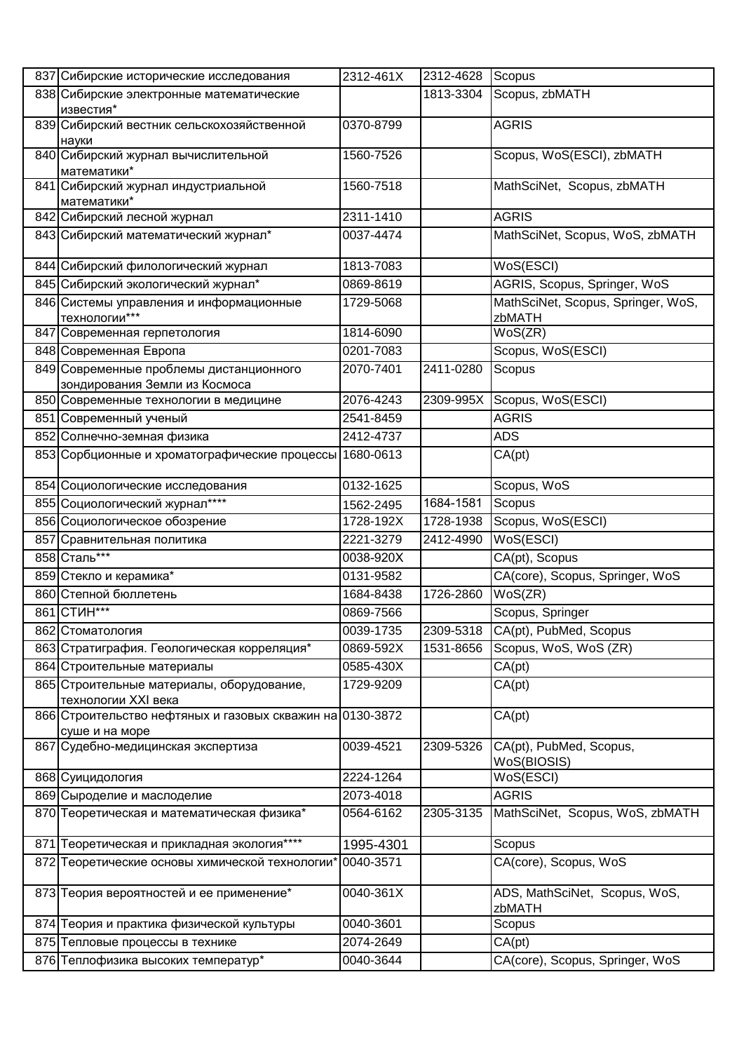| | | | | |
|---|---|---|---|---|
| 837 | Сибирские исторические исследования | 2312-461X | 2312-4628 | Scopus |
| 838 | Сибирские электронные математические известия* | | 1813-3304 | Scopus, zbMATH |
| 839 | Сибирский вестник сельскохозяйственной науки | 0370-8799 | | AGRIS |
| 840 | Сибирский журнал вычислительной математики* | 1560-7526 | | Scopus, WoS(ESCI), zbMATH |
| 841 | Сибирский журнал индустриальной математики* | 1560-7518 | | MathSciNet, Scopus, zbMATH |
| 842 | Сибирский лесной журнал | 2311-1410 | | AGRIS |
| 843 | Сибирский математический журнал* | 0037-4474 | | MathSciNet, Scopus, WoS, zbMATH |
| 844 | Сибирский филологический журнал | 1813-7083 | | WoS(ESCI) |
| 845 | Сибирский экологический журнал* | 0869-8619 | | AGRIS, Scopus, Springer, WoS |
| 846 | Системы управления и информационные технологии*** | 1729-5068 | | MathSciNet, Scopus, Springer, WoS, zbMATH |
| 847 | Современная герпетология | 1814-6090 | | WoS(ZR) |
| 848 | Современная Европа | 0201-7083 | | Scopus, WoS(ESCI) |
| 849 | Современные проблемы дистанционного зондирования Земли из Космоса | 2070-7401 | 2411-0280 | Scopus |
| 850 | Современные технологии в медицине | 2076-4243 | 2309-995X | Scopus, WoS(ESCI) |
| 851 | Современный ученый | 2541-8459 | | AGRIS |
| 852 | Солнечно-земная физика | 2412-4737 | | ADS |
| 853 | Сорбционные и хроматографические процессы | 1680-0613 | | CA(pt) |
| 854 | Социологические исследования | 0132-1625 | | Scopus, WoS |
| 855 | Социологический журнал**** | 1562-2495 | 1684-1581 | Scopus |
| 856 | Социологическое обозрение | 1728-192X | 1728-1938 | Scopus, WoS(ESCI) |
| 857 | Сравнительная политика | 2221-3279 | 2412-4990 | WoS(ESCI) |
| 858 | Сталь*** | 0038-920X | | CA(pt), Scopus |
| 859 | Стекло и керамика* | 0131-9582 | | CA(core), Scopus, Springer, WoS |
| 860 | Степной бюллетень | 1684-8438 | 1726-2860 | WoS(ZR) |
| 861 | СТИН*** | 0869-7566 | | Scopus, Springer |
| 862 | Стоматология | 0039-1735 | 2309-5318 | CA(pt), PubMed, Scopus |
| 863 | Стратиграфия. Геологическая корреляция* | 0869-592X | 1531-8656 | Scopus, WoS, WoS (ZR) |
| 864 | Строительные материалы | 0585-430X | | CA(pt) |
| 865 | Строительные материалы, оборудование, технологии XXI века | 1729-9209 | | CA(pt) |
| 866 | Строительство нефтяных и газовых скважин на суше и на море | 0130-3872 | | CA(pt) |
| 867 | Судебно-медицинская экспертиза | 0039-4521 | 2309-5326 | CA(pt), PubMed, Scopus, WoS(BIOSIS) |
| 868 | Суицидология | 2224-1264 | | WoS(ESCI) |
| 869 | Сыроделие и маслоделие | 2073-4018 | | AGRIS |
| 870 | Теоретическая и математическая физика* | 0564-6162 | 2305-3135 | MathSciNet, Scopus, WoS, zbMATH |
| 871 | Теоретическая и прикладная экология**** | 1995-4301 | | Scopus |
| 872 | Теоретические основы химической технологии* | 0040-3571 | | CA(core), Scopus, WoS |
| 873 | Теория вероятностей и ее применение* | 0040-361X | | ADS, MathSciNet, Scopus, WoS, zbMATH |
| 874 | Теория и практика физической культуры | 0040-3601 | | Scopus |
| 875 | Тепловые процессы в технике | 2074-2649 | | CA(pt) |
| 876 | Теплофизика высоких температур* | 0040-3644 | | CA(core), Scopus, Springer, WoS |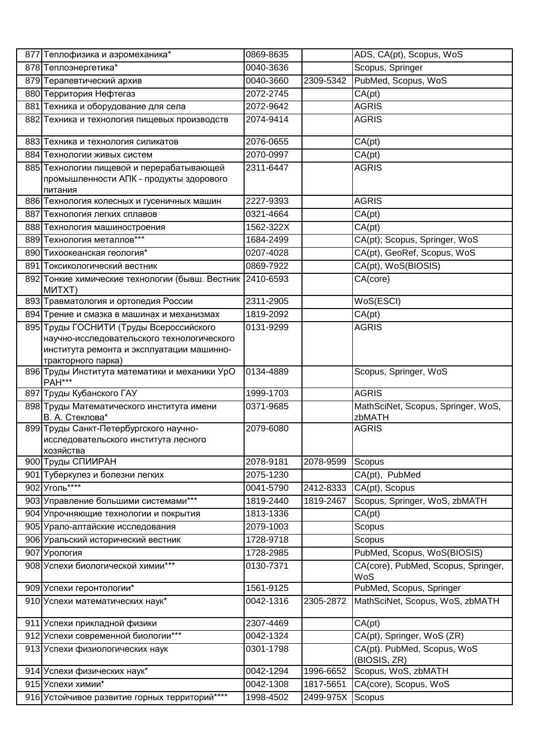| | | | | |
|---|---|---|---|---|
| 877 | Теплофизика и аэромеханика* | 0869-8635 | | ADS, CA(pt), Scopus, WoS |
| 878 | Теплоэнергетика* | 0040-3636 | | Scopus, Springer |
| 879 | Терапевтический архив | 0040-3660 | 2309-5342 | PubMed, Scopus, WoS |
| 880 | Территория Нефтегаз | 2072-2745 | | CA(pt) |
| 881 | Техника и оборудование для села | 2072-9642 | | AGRIS |
| 882 | Техника и технология пищевых производств | 2074-9414 | | AGRIS |
| 883 | Техника и технология силикатов | 2076-0655 | | CA(pt) |
| 884 | Технологии живых систем | 2070-0997 | | CA(pt) |
| 885 | Технологии пищевой и перерабатывающей промышленности АПК - продукты здорового питания | 2311-6447 | | AGRIS |
| 886 | Технология колесных и гусеничных машин | 2227-9393 | | AGRIS |
| 887 | Технология легких сплавов | 0321-4664 | | CA(pt) |
| 888 | Технология машиностроения | 1562-322X | | CA(pt) |
| 889 | Технология металлов*** | 1684-2499 | | CA(pt); Scopus, Springer, WoS |
| 890 | Тихоокеанская геология* | 0207-4028 | | CA(pt), GeoRef, Scopus, WoS |
| 891 | Токсикологический вестник | 0869-7922 | | CA(pt), WoS(BIOSIS) |
| 892 | Тонкие химические технологии (бывш. Вестник МИТХТ) | 2410-6593 | | CA(core) |
| 893 | Травматология и ортопедия России | 2311-2905 | | WoS(ESCI) |
| 894 | Трение и смазка в машинах и механизмах | 1819-2092 | | CA(pt) |
| 895 | Труды ГОСНИТИ (Труды Всероссийского научно-исследовательского технологического института ремонта и эксплуатации машинно-тракторного парка) | 0131-9299 | | AGRIS |
| 896 | Труды Института математики и механики УрО РАН*** | 0134-4889 | | Scopus, Springer, WoS |
| 897 | Труды Кубанского ГАУ | 1999-1703 | | AGRIS |
| 898 | Труды Математического института имени В. А. Стеклова* | 0371-9685 | | MathSciNet, Scopus, Springer, WoS, zbMATH |
| 899 | Труды Санкт-Петербургского научно-исследовательского института лесного хозяйства | 2079-6080 | | AGRIS |
| 900 | Труды СПИИРАН | 2078-9181 | 2078-9599 | Scopus |
| 901 | Туберкулез и болезни легких | 2075-1230 | | CA(pt), PubMed |
| 902 | Уголь**** | 0041-5790 | 2412-8333 | CA(pt), Scopus |
| 903 | Управление большими системами*** | 1819-2440 | 1819-2467 | Scopus, Springer, WoS, zbMATH |
| 904 | Упрочняющие технологии и покрытия | 1813-1336 | | CA(pt) |
| 905 | Урало-алтайские исследования | 2079-1003 | | Scopus |
| 906 | Уральский исторический вестник | 1728-9718 | | Scopus |
| 907 | Урология | 1728-2985 | | PubMed, Scopus, WoS(BIOSIS) |
| 908 | Успехи биологической химии*** | 0130-7371 | | CA(core), PubMed, Scopus, Springer, WoS |
| 909 | Успехи геронтологии* | 1561-9125 | | PubMed, Scopus, Springer |
| 910 | Успехи математических наук* | 0042-1316 | 2305-2872 | MathSciNet, Scopus, WoS, zbMATH |
| 911 | Успехи прикладной физики | 2307-4469 | | CA(pt) |
| 912 | Успехи современной биологии*** | 0042-1324 | | CA(pt), Springer, WoS (ZR) |
| 913 | Успехи физиологических наук | 0301-1798 | | CA(pt). PubMed, Scopus, WoS (BIOSIS, ZR) |
| 914 | Успехи физических наук* | 0042-1294 | 1996-6652 | Scopus, WoS, zbMATH |
| 915 | Успехи химии* | 0042-1308 | 1817-5651 | CA(core), Scopus, WoS |
| 916 | Устойчивое развитие горных территорий**** | 1998-4502 | 2499-975X | Scopus |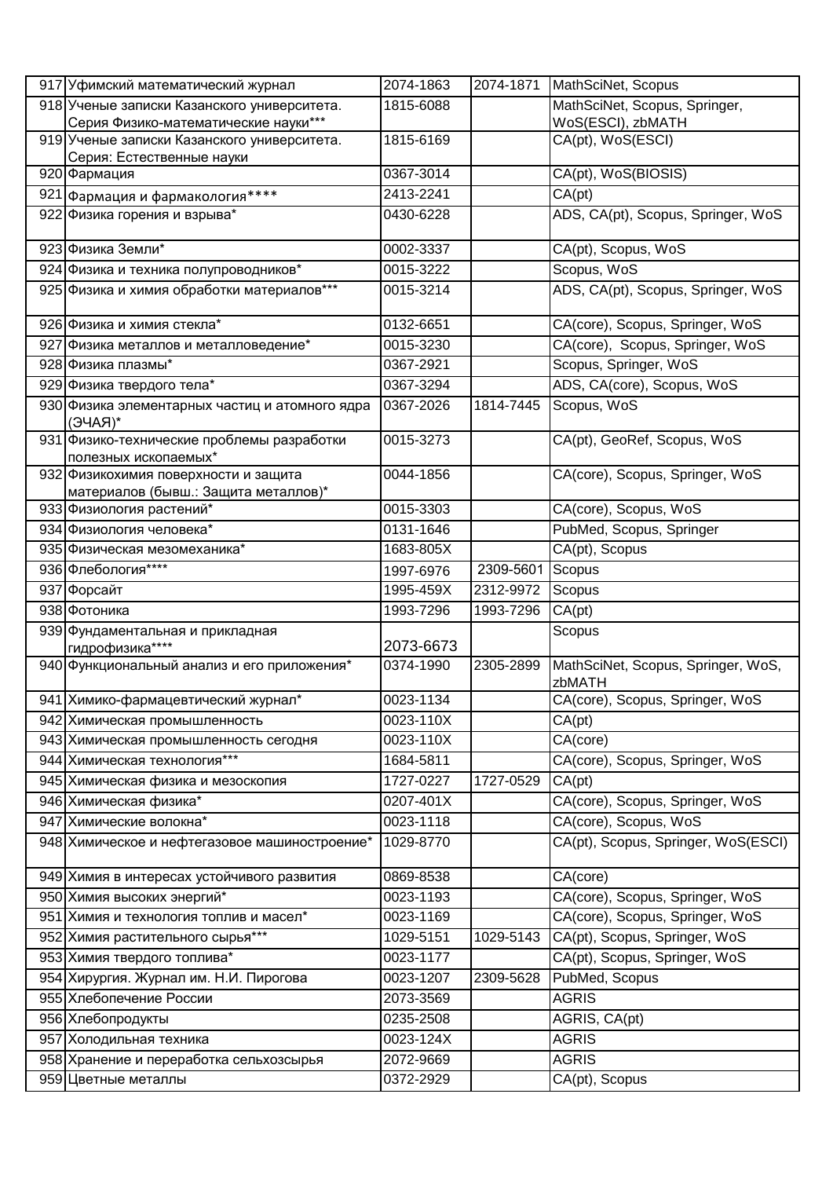| | | | | |
|---|---|---|---|---|
| 917 | Уфимский математический журнал | 2074-1863 | 2074-1871 | MathSciNet, Scopus |
| 918 | Ученые записки Казанского университета. Серия Физико-математические науки*** | 1815-6088 | | MathSciNet, Scopus, Springer, WoS(ESCI), zbMATH |
| 919 | Ученые записки Казанского университета. Серия: Естественные науки | 1815-6169 | | CA(pt), WoS(ESCI) |
| 920 | Фармация | 0367-3014 | | CA(pt), WoS(BIOSIS) |
| 921 | Фармация и фармакология**** | 2413-2241 | | CA(pt) |
| 922 | Физика горения и взрыва* | 0430-6228 | | ADS, CA(pt), Scopus, Springer, WoS |
| 923 | Физика Земли* | 0002-3337 | | CA(pt), Scopus, WoS |
| 924 | Физика и техника полупроводников* | 0015-3222 | | Scopus, WoS |
| 925 | Физика и химия обработки материалов*** | 0015-3214 | | ADS, CA(pt), Scopus, Springer, WoS |
| 926 | Физика и химия стекла* | 0132-6651 | | CA(core), Scopus, Springer, WoS |
| 927 | Физика металлов и металловедение* | 0015-3230 | | CA(core), Scopus, Springer, WoS |
| 928 | Физика плазмы* | 0367-2921 | | Scopus, Springer, WoS |
| 929 | Физика твердого тела* | 0367-3294 | | ADS, CA(core), Scopus, WoS |
| 930 | Физика элементарных частиц и атомного ядра (ЭЧАЯ)* | 0367-2026 | 1814-7445 | Scopus, WoS |
| 931 | Физико-технические проблемы разработки полезных ископаемых* | 0015-3273 | | CA(pt), GeoRef, Scopus, WoS |
| 932 | Физикохимия поверхности и защита материалов (бывш.: Защита металлов)* | 0044-1856 | | CA(core), Scopus, Springer, WoS |
| 933 | Физиология растений* | 0015-3303 | | CA(core), Scopus, WoS |
| 934 | Физиология человека* | 0131-1646 | | PubMed, Scopus, Springer |
| 935 | Физическая мезомеханика* | 1683-805X | | CA(pt), Scopus |
| 936 | Флебология**** | 1997-6976 | 2309-5601 | Scopus |
| 937 | Форсайт | 1995-459X | 2312-9972 | Scopus |
| 938 | Фотоника | 1993-7296 | 1993-7296 | CA(pt) |
| 939 | Фундаментальная и прикладная гидрофизика**** | 2073-6673 | | Scopus |
| 940 | Функциональный анализ и его приложения* | 0374-1990 | 2305-2899 | MathSciNet, Scopus, Springer, WoS, zbMATH |
| 941 | Химико-фармацевтический журнал* | 0023-1134 | | CA(core), Scopus, Springer, WoS |
| 942 | Химическая промышленность | 0023-110X | | CA(pt) |
| 943 | Химическая промышленность сегодня | 0023-110X | | CA(core) |
| 944 | Химическая технология*** | 1684-5811 | | CA(core), Scopus, Springer, WoS |
| 945 | Химическая физика и мезоскопия | 1727-0227 | 1727-0529 | CA(pt) |
| 946 | Химическая физика* | 0207-401X | | CA(core), Scopus, Springer, WoS |
| 947 | Химические волокна* | 0023-1118 | | CA(core), Scopus, WoS |
| 948 | Химическое и нефтегазовое машиностроение* | 1029-8770 | | CA(pt), Scopus, Springer, WoS(ESCI) |
| 949 | Химия в интересах устойчивого развития | 0869-8538 | | CA(core) |
| 950 | Химия высоких энергий* | 0023-1193 | | CA(core), Scopus, Springer, WoS |
| 951 | Химия и технология топлив и масел* | 0023-1169 | | CA(core), Scopus, Springer, WoS |
| 952 | Химия растительного сырья*** | 1029-5151 | 1029-5143 | CA(pt), Scopus, Springer, WoS |
| 953 | Химия твердого топлива* | 0023-1177 | | CA(pt), Scopus, Springer, WoS |
| 954 | Хирургия. Журнал им. Н.И. Пирогова | 0023-1207 | 2309-5628 | PubMed, Scopus |
| 955 | Хлебопечение России | 2073-3569 | | AGRIS |
| 956 | Хлебопродукты | 0235-2508 | | AGRIS, CA(pt) |
| 957 | Холодильная техника | 0023-124X | | AGRIS |
| 958 | Хранение и переработка сельхозсырья | 2072-9669 | | AGRIS |
| 959 | Цветные металлы | 0372-2929 | | CA(pt), Scopus |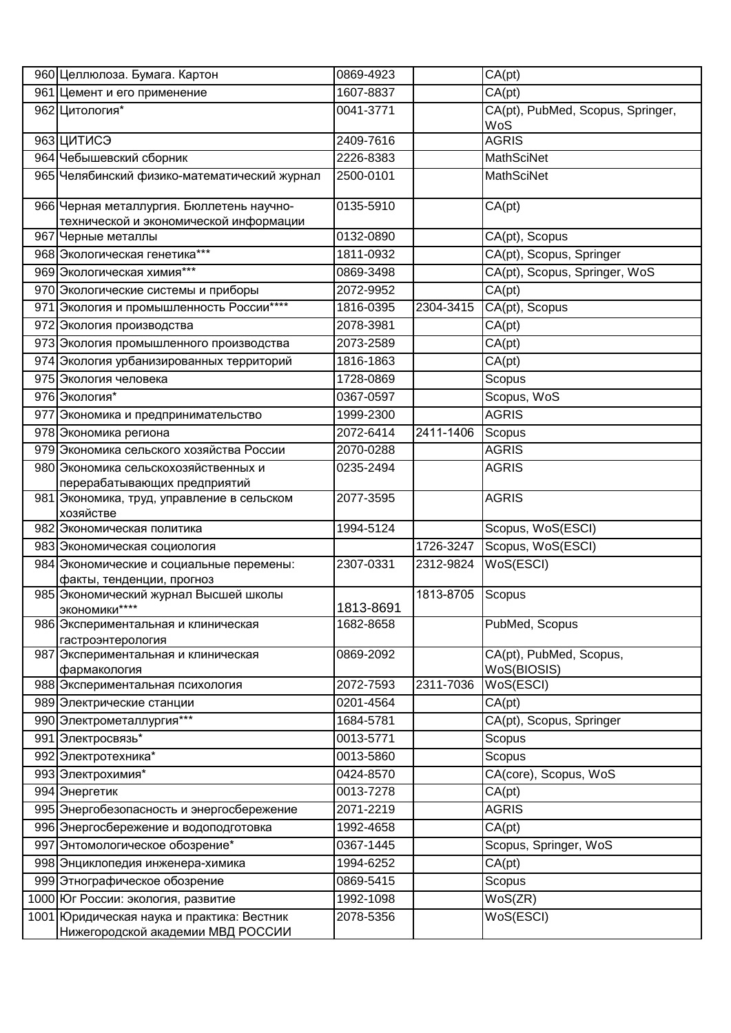| | | | | |
|---|---|---|---|---|
| 960 | Целлюлоза. Бумага. Картон | 0869-4923 | | CA(pt) |
| 961 | Цемент и его применение | 1607-8837 | | CA(pt) |
| 962 | Цитология* | 0041-3771 | | CA(pt), PubMed, Scopus, Springer, WoS |
| 963 | ЦИТИСЭ | 2409-7616 | | AGRIS |
| 964 | Чебышевский сборник | 2226-8383 | | MathSciNet |
| 965 | Челябинский физико-математический журнал | 2500-0101 | | MathSciNet |
| 966 | Черная металлургия. Бюллетень научно-технической и экономической информации | 0135-5910 | | CA(pt) |
| 967 | Черные металлы | 0132-0890 | | CA(pt), Scopus |
| 968 | Экологическая генетика*** | 1811-0932 | | CA(pt), Scopus, Springer |
| 969 | Экологическая химия*** | 0869-3498 | | CA(pt), Scopus, Springer, WoS |
| 970 | Экологические системы и приборы | 2072-9952 | | CA(pt) |
| 971 | Экология и промышленность России**** | 1816-0395 | 2304-3415 | CA(pt), Scopus |
| 972 | Экология производства | 2078-3981 | | CA(pt) |
| 973 | Экология промышленного производства | 2073-2589 | | CA(pt) |
| 974 | Экология урбанизированных территорий | 1816-1863 | | CA(pt) |
| 975 | Экология человека | 1728-0869 | | Scopus |
| 976 | Экология* | 0367-0597 | | Scopus, WoS |
| 977 | Экономика и предпринимательство | 1999-2300 | | AGRIS |
| 978 | Экономика региона | 2072-6414 | 2411-1406 | Scopus |
| 979 | Экономика сельского хозяйства России | 2070-0288 | | AGRIS |
| 980 | Экономика сельскохозяйственных и перерабатывающих предприятий | 0235-2494 | | AGRIS |
| 981 | Экономика, труд, управление в сельском хозяйстве | 2077-3595 | | AGRIS |
| 982 | Экономическая политика | 1994-5124 | | Scopus, WoS(ESCI) |
| 983 | Экономическая социология | | 1726-3247 | Scopus, WoS(ESCI) |
| 984 | Экономические и социальные перемены: факты, тенденции, прогноз | 2307-0331 | 2312-9824 | WoS(ESCI) |
| 985 | Экономический журнал Высшей школы экономики**** | 1813-8691 | 1813-8705 | Scopus |
| 986 | Экспериментальная и клиническая гастроэнтерология | 1682-8658 | | PubMed, Scopus |
| 987 | Экспериментальная и клиническая фармакология | 0869-2092 | | CA(pt), PubMed, Scopus, WoS(BIOSIS) |
| 988 | Экспериментальная психология | 2072-7593 | 2311-7036 | WoS(ESCI) |
| 989 | Электрические станции | 0201-4564 | | CA(pt) |
| 990 | Электрометаллургия*** | 1684-5781 | | CA(pt), Scopus, Springer |
| 991 | Электросвязь* | 0013-5771 | | Scopus |
| 992 | Электротехника* | 0013-5860 | | Scopus |
| 993 | Электрохимия* | 0424-8570 | | CA(core), Scopus, WoS |
| 994 | Энергетик | 0013-7278 | | CA(pt) |
| 995 | Энергобезопасность и энергосбережение | 2071-2219 | | AGRIS |
| 996 | Энергосбережение и водоподготовка | 1992-4658 | | CA(pt) |
| 997 | Энтомологическое обозрение* | 0367-1445 | | Scopus, Springer, WoS |
| 998 | Энциклопедия инженера-химика | 1994-6252 | | CA(pt) |
| 999 | Этнографическое обозрение | 0869-5415 | | Scopus |
| 1000 | Юг России: экология, развитие | 1992-1098 | | WoS(ZR) |
| 1001 | Юридическая наука и практика: Вестник Нижегородской академии МВД РОССИИ | 2078-5356 | | WoS(ESCI) |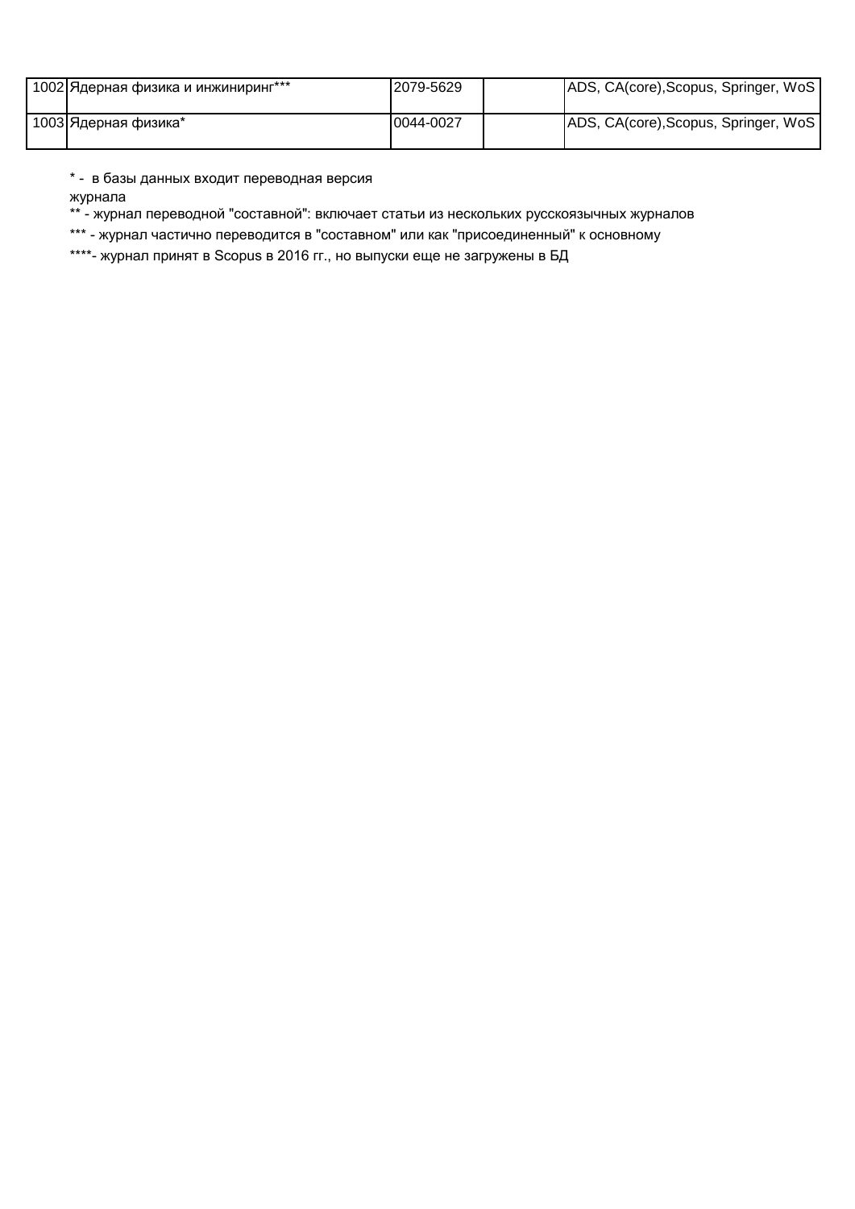| | | | | |
|---|---|---|---|---|
| 1002 | Ядерная физика и инжиниринг*** | 2079-5629 | | ADS, CA(core),Scopus, Springer, WoS |
| 1003 | Ядерная физика* | 0044-0027 | | ADS, CA(core),Scopus, Springer, WoS |

\* -  в базы данных входит переводная версия журнала

** - журнал переводной "составной": включает статьи из нескольких русскоязычных журналов

*** - журнал частично переводится в "составном" или как "присоединенный" к основному

****- журнал принят в Scopus в 2016 гг., но выпуски еще не загружены в БД